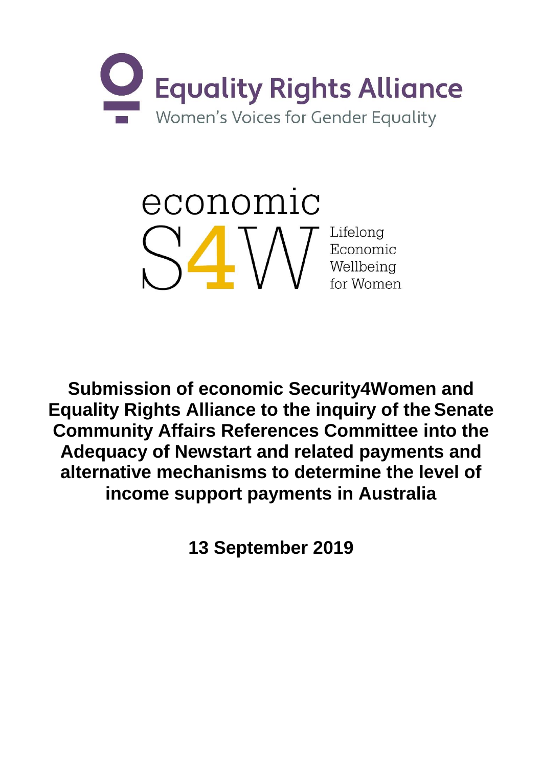Equality Rights Alliance

Women's Voices for Gender Equality

economic S4W

Lifelong Economic Wellbeing for Women

# Submission of economic Security4Women and Equality Rights Alliance to the inquiry of the Senate Community Affairs References Committee into the Adequacy of Newstart and related payments and alternative mechanisms to determine the level of income support payments in Australia

**13 September 2019**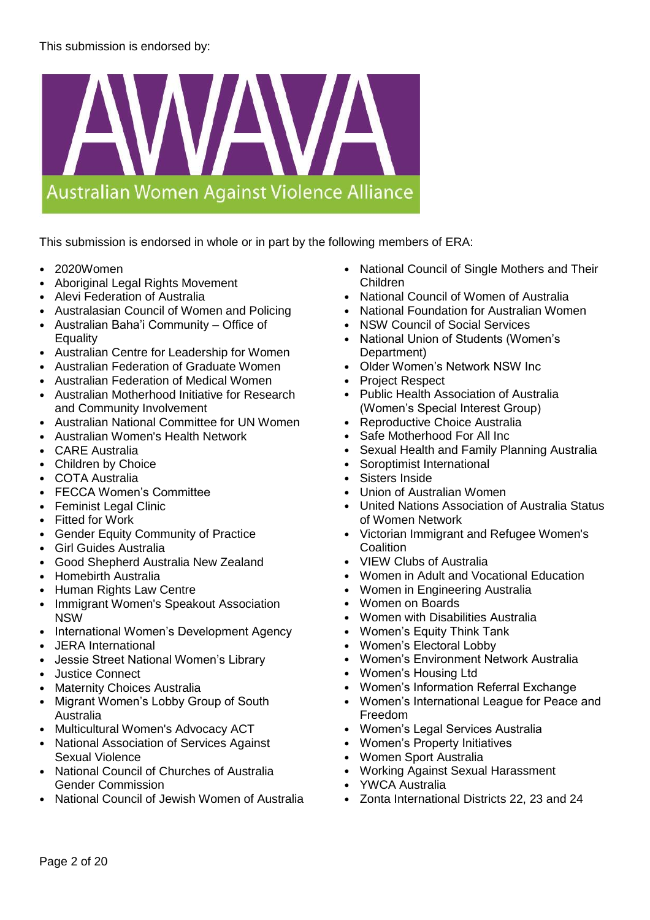This submission is endorsed by:

Australian Women Against Violence Alliance

This submission is endorsed in whole or in part by the following members of ERA:

- 2020Women
- Aboriginal Legal Rights Movement
- Alevi Federation of Australia
- Australasian Council of Women and Policing
- Australian Baha'i Community – Office of Equality
- Australian Centre for Leadership for Women
- Australian Federation of Graduate Women
- Australian Federation of Medical Women
- Australian Motherhood Initiative for Research and Community Involvement
- Australian National Committee for UN Women
- Australian Women's Health Network
- CARE Australia
- Children by Choice
- COTA Australia
- FECCA Women's Committee
- Feminist Legal Clinic
- Fitted for Work
- Gender Equity Community of Practice
- Girl Guides Australia
- Good Shepherd Australia New Zealand
- Homebirth Australia
- Human Rights Law Centre
- Immigrant Women's Speakout Association NSW
- International Women's Development Agency
- JERA International
- Jessie Street National Women's Library
- Justice Connect
- Maternity Choices Australia
- Migrant Women's Lobby Group of South Australia
- Multicultural Women's Advocacy ACT
- National Association of Services Against Sexual Violence
- National Council of Churches of Australia Gender Commission
- National Council of Jewish Women of Australia
- National Council of Single Mothers and Their Children
- National Council of Women of Australia
- National Foundation for Australian Women
- NSW Council of Social Services
- National Union of Students (Women's Department)
- Older Women's Network NSW Inc
- Project Respect
- Public Health Association of Australia (Women's Special Interest Group)
- Reproductive Choice Australia
- Safe Motherhood For All Inc
- Sexual Health and Family Planning Australia
- Soroptimist International
- Sisters Inside
- Union of Australian Women
- United Nations Association of Australia Status of Women Network
- Victorian Immigrant and Refugee Women's Coalition
- VIEW Clubs of Australia
- Women in Adult and Vocational Education
- Women in Engineering Australia
- Women on Boards
- Women with Disabilities Australia
- Women's Equity Think Tank
- Women's Electoral Lobby
- Women's Environment Network Australia
- Women's Housing Ltd
- Women's Information Referral Exchange
- Women's International League for Peace and Freedom
- Women's Legal Services Australia
- Women's Property Initiatives
- Women Sport Australia
- Working Against Sexual Harassment
- YWCA Australia
- Zonta International Districts 22, 23 and 24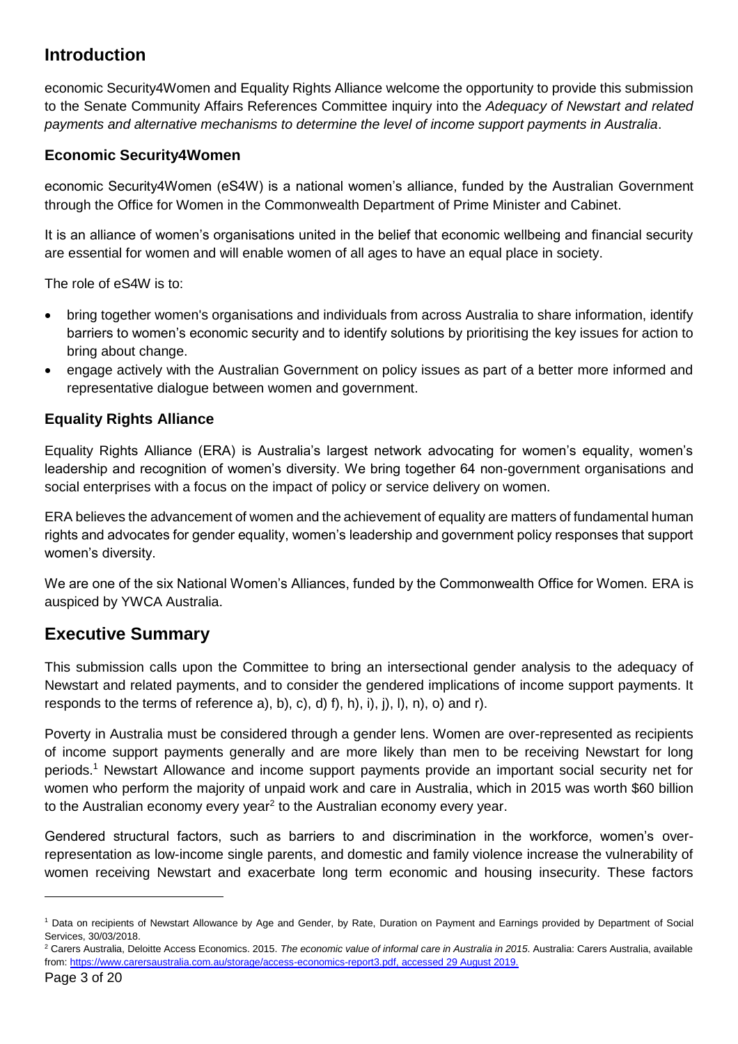## Introduction

economic Security4Women and Equality Rights Alliance welcome the opportunity to provide this submission to the Senate Community Affairs References Committee inquiry into the *Adequacy of Newstart and related payments and alternative mechanisms to determine the level of income support payments in Australia*.

### Economic Security4Women

economic Security4Women (eS4W) is a national women's alliance, funded by the Australian Government through the Office for Women in the Commonwealth Department of Prime Minister and Cabinet.

It is an alliance of women's organisations united in the belief that economic wellbeing and financial security are essential for women and will enable women of all ages to have an equal place in society.

The role of eS4W is to:

- bring together women's organisations and individuals from across Australia to share information, identify barriers to women's economic security and to identify solutions by prioritising the key issues for action to bring about change.
- engage actively with the Australian Government on policy issues as part of a better more informed and representative dialogue between women and government.

### Equality Rights Alliance

Equality Rights Alliance (ERA) is Australia's largest network advocating for women's equality, women's leadership and recognition of women's diversity. We bring together 64 non-government organisations and social enterprises with a focus on the impact of policy or service delivery on women.

ERA believes the advancement of women and the achievement of equality are matters of fundamental human rights and advocates for gender equality, women's leadership and government policy responses that support women's diversity.

We are one of the six National Women's Alliances, funded by the Commonwealth Office for Women. ERA is auspiced by YWCA Australia.

## Executive Summary

This submission calls upon the Committee to bring an intersectional gender analysis to the adequacy of Newstart and related payments, and to consider the gendered implications of income support payments. It responds to the terms of reference a), b), c), d) f), h), i), j), l), n), o) and r).

Poverty in Australia must be considered through a gender lens. Women are over-represented as recipients of income support payments generally and are more likely than men to be receiving Newstart for long periods.[1] Newstart Allowance and income support payments provide an important social security net for women who perform the majority of unpaid work and care in Australia, which in 2015 was worth $60 billion to the Australian economy every year[2] to the Australian economy every year.

Gendered structural factors, such as barriers to and discrimination in the workforce, women's over-representation as low-income single parents, and domestic and family violence increase the vulnerability of women receiving Newstart and exacerbate long term economic and housing insecurity. These factors

---

[1] Data on recipients of Newstart Allowance by Age and Gender, by Rate, Duration on Payment and Earnings provided by Department of Social Services, 30/03/2018.

[2] Carers Australia, Deloitte Access Economics. 2015. *The economic value of informal care in Australia in 2015*. Australia: Carers Australia, available from: https://www.carersaustralia.com.au/storage/access-economics-report3.pdf, accessed 29 August 2019.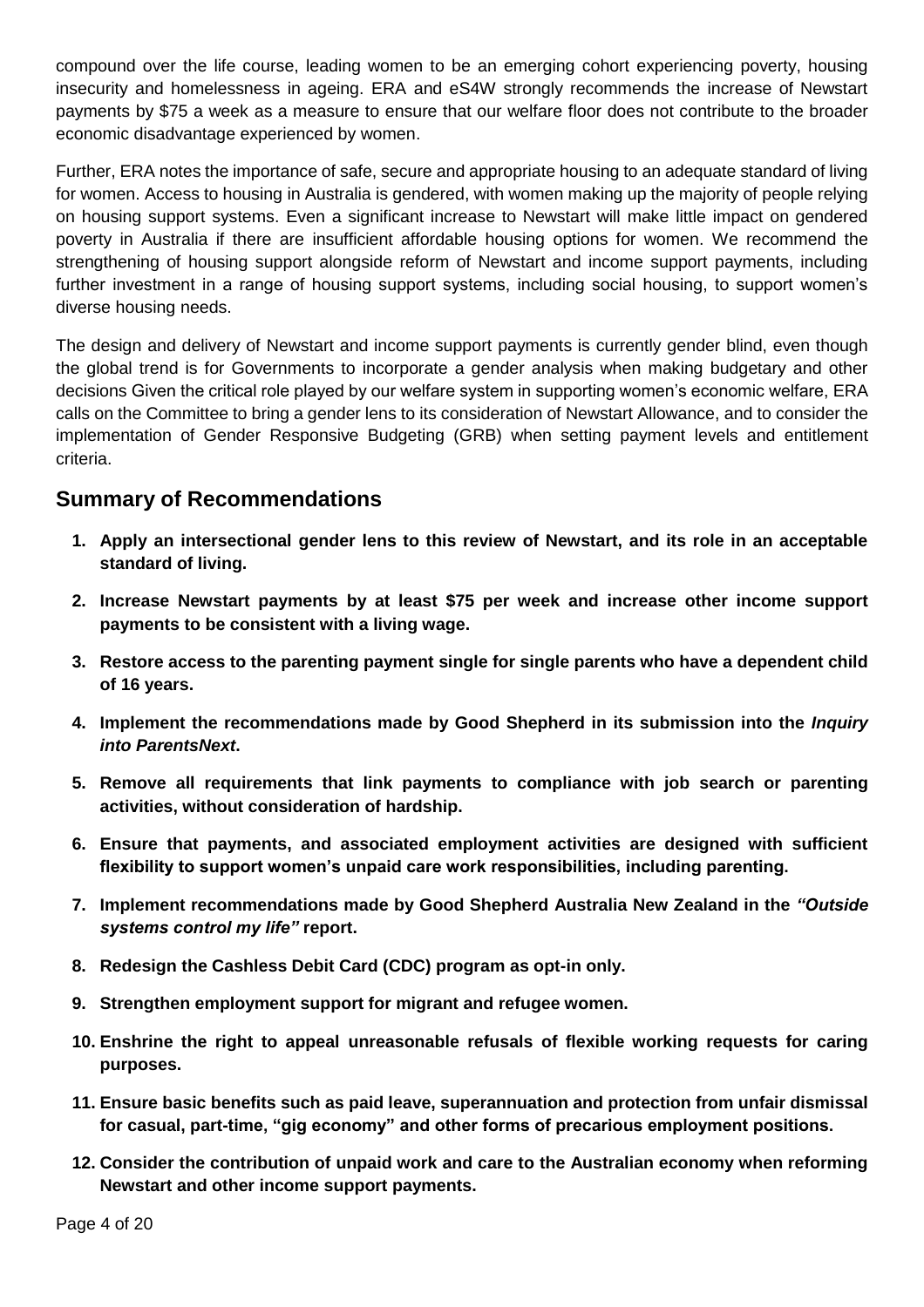compound over the life course, leading women to be an emerging cohort experiencing poverty, housing insecurity and homelessness in ageing. ERA and eS4W strongly recommends the increase of Newstart payments by $75 a week as a measure to ensure that our welfare floor does not contribute to the broader economic disadvantage experienced by women.

Further, ERA notes the importance of safe, secure and appropriate housing to an adequate standard of living for women. Access to housing in Australia is gendered, with women making up the majority of people relying on housing support systems. Even a significant increase to Newstart will make little impact on gendered poverty in Australia if there are insufficient affordable housing options for women. We recommend the strengthening of housing support alongside reform of Newstart and income support payments, including further investment in a range of housing support systems, including social housing, to support women's diverse housing needs.

The design and delivery of Newstart and income support payments is currently gender blind, even though the global trend is for Governments to incorporate a gender analysis when making budgetary and other decisions Given the critical role played by our welfare system in supporting women's economic welfare, ERA calls on the Committee to bring a gender lens to its consideration of Newstart Allowance, and to consider the implementation of Gender Responsive Budgeting (GRB) when setting payment levels and entitlement criteria.

## Summary of Recommendations

1. **Apply an intersectional gender lens to this review of Newstart, and its role in an acceptable standard of living.**
2. **Increase Newstart payments by at least $75 per week and increase other income support payments to be consistent with a living wage.**
3. **Restore access to the parenting payment single for single parents who have a dependent child of 16 years.**
4. **Implement the recommendations made by Good Shepherd in its submission into the *Inquiry into ParentsNext*.**
5. **Remove all requirements that link payments to compliance with job search or parenting activities, without consideration of hardship.**
6. **Ensure that payments, and associated employment activities are designed with sufficient flexibility to support women's unpaid care work responsibilities, including parenting.**
7. **Implement recommendations made by Good Shepherd Australia New Zealand in the *"Outside systems control my life"* report.**
8. **Redesign the Cashless Debit Card (CDC) program as opt-in only.**
9. **Strengthen employment support for migrant and refugee women.**
10. **Enshrine the right to appeal unreasonable refusals of flexible working requests for caring purposes.**
11. **Ensure basic benefits such as paid leave, superannuation and protection from unfair dismissal for casual, part-time, "gig economy" and other forms of precarious employment positions.**
12. **Consider the contribution of unpaid work and care to the Australian economy when reforming Newstart and other income support payments.**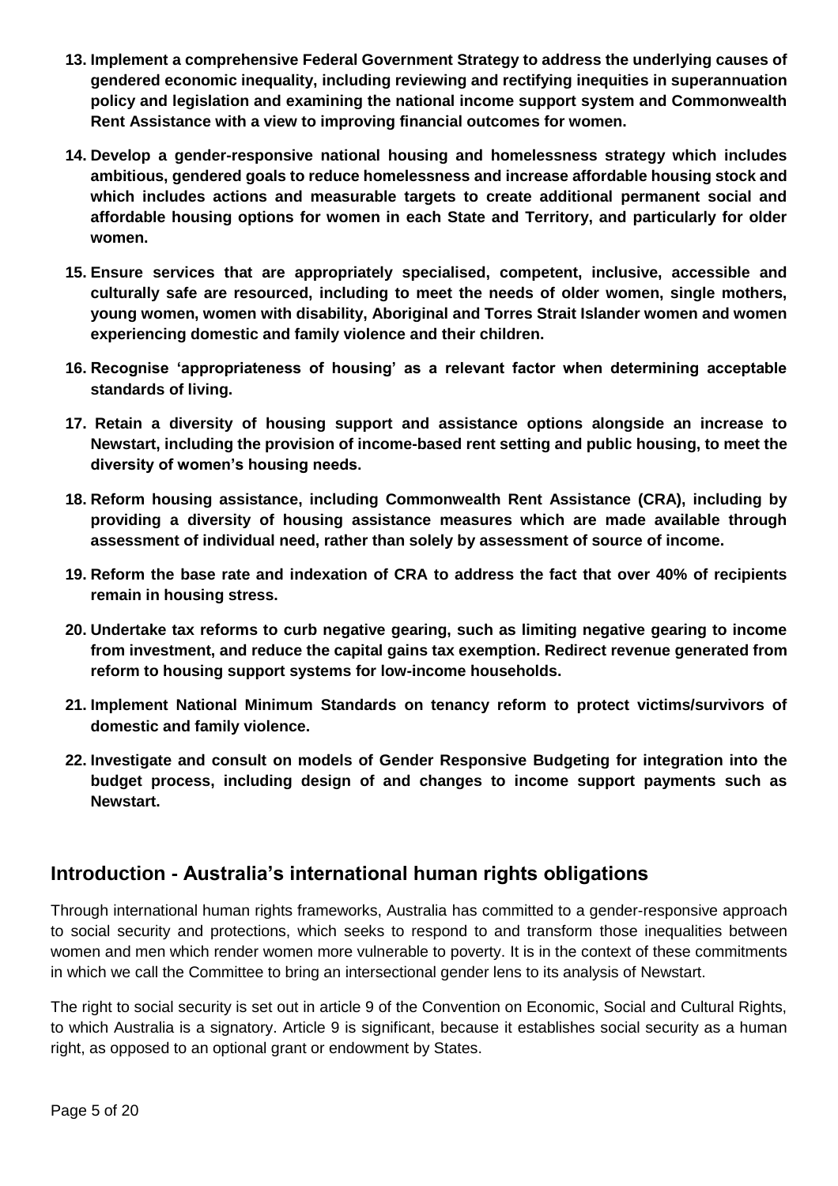13. **Implement a comprehensive Federal Government Strategy to address the underlying causes of gendered economic inequality, including reviewing and rectifying inequities in superannuation policy and legislation and examining the national income support system and Commonwealth Rent Assistance with a view to improving financial outcomes for women.**

14. **Develop a gender-responsive national housing and homelessness strategy which includes ambitious, gendered goals to reduce homelessness and increase affordable housing stock and which includes actions and measurable targets to create additional permanent social and affordable housing options for women in each State and Territory, and particularly for older women.**

15. **Ensure services that are appropriately specialised, competent, inclusive, accessible and culturally safe are resourced, including to meet the needs of older women, single mothers, young women, women with disability, Aboriginal and Torres Strait Islander women and women experiencing domestic and family violence and their children.**

16. **Recognise 'appropriateness of housing' as a relevant factor when determining acceptable standards of living.**

17. **Retain a diversity of housing support and assistance options alongside an increase to Newstart, including the provision of income-based rent setting and public housing, to meet the diversity of women's housing needs.**

18. **Reform housing assistance, including Commonwealth Rent Assistance (CRA), including by providing a diversity of housing assistance measures which are made available through assessment of individual need, rather than solely by assessment of source of income.**

19. **Reform the base rate and indexation of CRA to address the fact that over 40% of recipients remain in housing stress.**

20. **Undertake tax reforms to curb negative gearing, such as limiting negative gearing to income from investment, and reduce the capital gains tax exemption. Redirect revenue generated from reform to housing support systems for low-income households.**

21. **Implement National Minimum Standards on tenancy reform to protect victims/survivors of domestic and family violence.**

22. **Investigate and consult on models of Gender Responsive Budgeting for integration into the budget process, including design of and changes to income support payments such as Newstart.**

## Introduction - Australia's international human rights obligations

Through international human rights frameworks, Australia has committed to a gender-responsive approach to social security and protections, which seeks to respond to and transform those inequalities between women and men which render women more vulnerable to poverty. It is in the context of these commitments in which we call the Committee to bring an intersectional gender lens to its analysis of Newstart.

The right to social security is set out in article 9 of the Convention on Economic, Social and Cultural Rights, to which Australia is a signatory. Article 9 is significant, because it establishes social security as a human right, as opposed to an optional grant or endowment by States.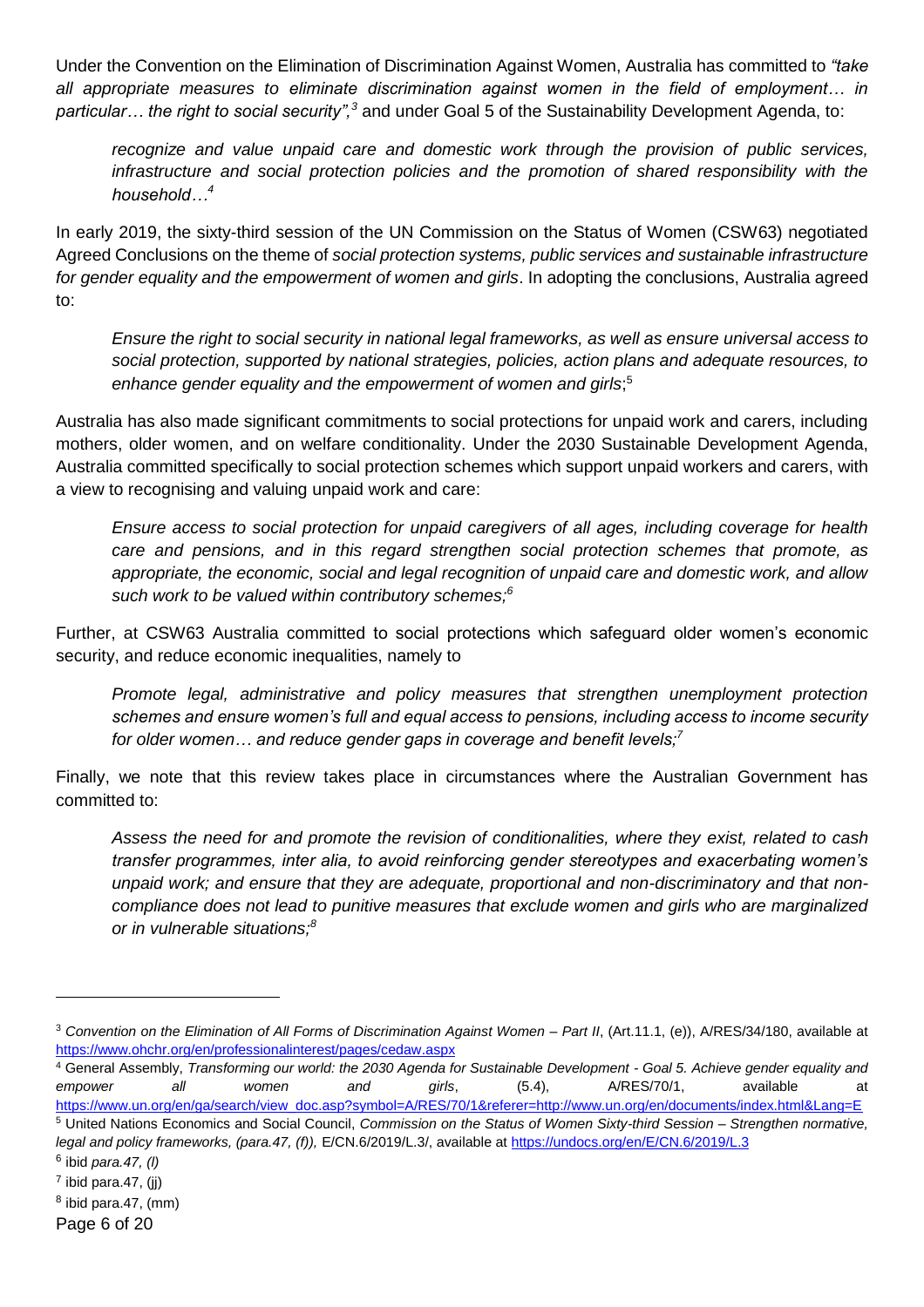Under the Convention on the Elimination of Discrimination Against Women, Australia has committed to *"take all appropriate measures to eliminate discrimination against women in the field of employment… in particular… the right to social security",*[3] and under Goal 5 of the Sustainability Development Agenda, to:

> *recognize and value unpaid care and domestic work through the provision of public services, infrastructure and social protection policies and the promotion of shared responsibility with the household…*[4]

In early 2019, the sixty-third session of the UN Commission on the Status of Women (CSW63) negotiated Agreed Conclusions on the theme of *social protection systems, public services and sustainable infrastructure for gender equality and the empowerment of women and girls*. In adopting the conclusions, Australia agreed to:

> *Ensure the right to social security in national legal frameworks, as well as ensure universal access to social protection, supported by national strategies, policies, action plans and adequate resources, to enhance gender equality and the empowerment of women and girls*;[5]

Australia has also made significant commitments to social protections for unpaid work and carers, including mothers, older women, and on welfare conditionality. Under the 2030 Sustainable Development Agenda, Australia committed specifically to social protection schemes which support unpaid workers and carers, with a view to recognising and valuing unpaid work and care:

> *Ensure access to social protection for unpaid caregivers of all ages, including coverage for health care and pensions, and in this regard strengthen social protection schemes that promote, as appropriate, the economic, social and legal recognition of unpaid care and domestic work, and allow such work to be valued within contributory schemes;*[6]

Further, at CSW63 Australia committed to social protections which safeguard older women's economic security, and reduce economic inequalities, namely to

> *Promote legal, administrative and policy measures that strengthen unemployment protection schemes and ensure women's full and equal access to pensions, including access to income security for older women… and reduce gender gaps in coverage and benefit levels;*[7]

Finally, we note that this review takes place in circumstances where the Australian Government has committed to:

> *Assess the need for and promote the revision of conditionalities, where they exist, related to cash transfer programmes, inter alia, to avoid reinforcing gender stereotypes and exacerbating women's unpaid work; and ensure that they are adequate, proportional and non-discriminatory and that non-compliance does not lead to punitive measures that exclude women and girls who are marginalized or in vulnerable situations;*[8]

---

[3] *Convention on the Elimination of All Forms of Discrimination Against Women – Part II*, (Art.11.1, (e)), A/RES/34/180, available at https://www.ohchr.org/en/professionalinterest/pages/cedaw.aspx

[4] General Assembly, *Transforming our world: the 2030 Agenda for Sustainable Development - Goal 5. Achieve gender equality and empower all women and girls*, (5.4), A/RES/70/1, available at https://www.un.org/en/ga/search/view_doc.asp?symbol=A/RES/70/1&referer=http://www.un.org/en/documents/index.html&Lang=E

[5] United Nations Economics and Social Council, *Commission on the Status of Women Sixty-third Session – Strengthen normative, legal and policy frameworks, (para.47, (f)),* E/CN.6/2019/L.3/, available at https://undocs.org/en/E/CN.6/2019/L.3

[6] ibid *para.47, (l)*

[7] ibid para.47, (jj)

[8] ibid para.47, (mm)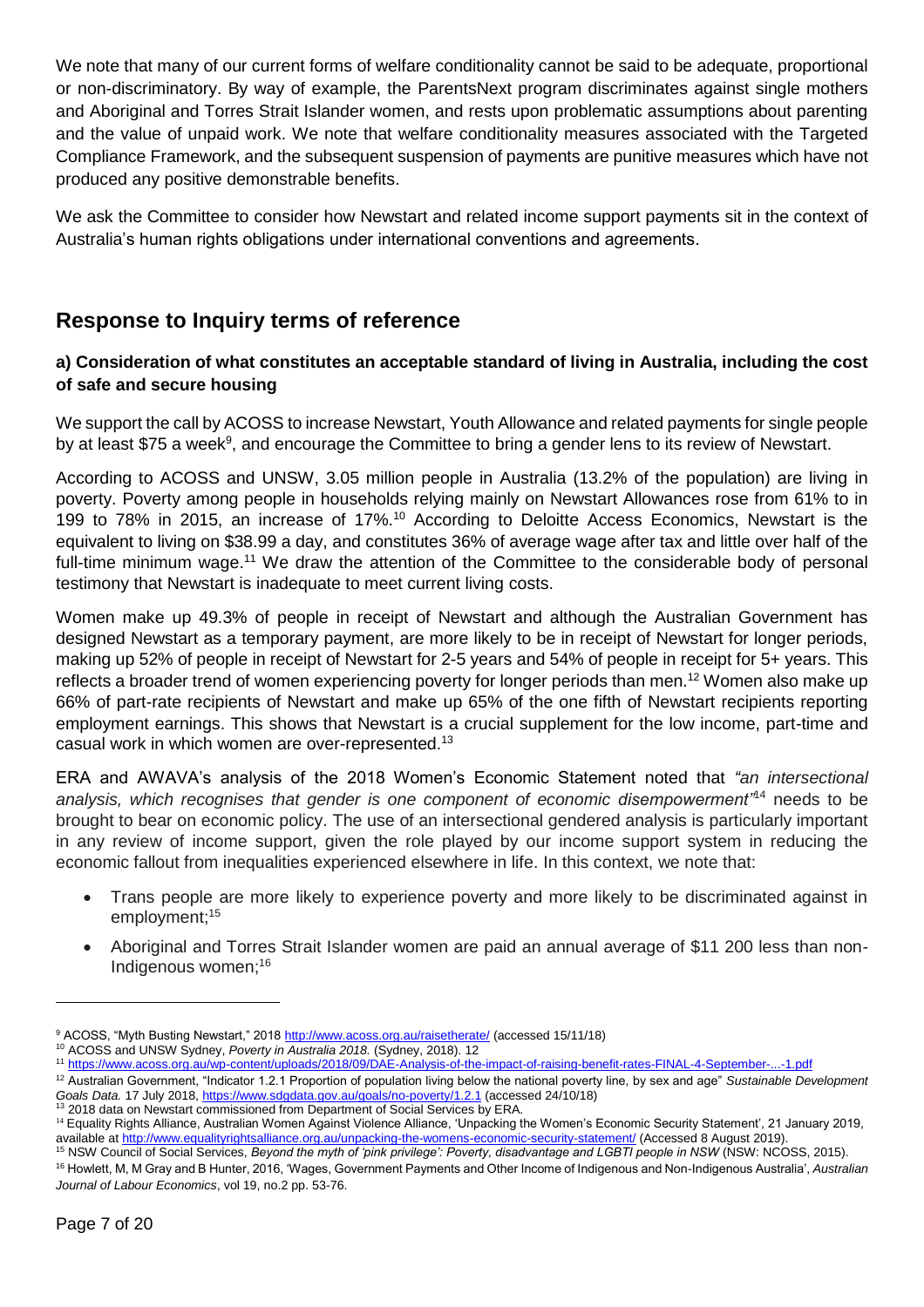We note that many of our current forms of welfare conditionality cannot be said to be adequate, proportional or non-discriminatory. By way of example, the ParentsNext program discriminates against single mothers and Aboriginal and Torres Strait Islander women, and rests upon problematic assumptions about parenting and the value of unpaid work. We note that welfare conditionality measures associated with the Targeted Compliance Framework, and the subsequent suspension of payments are punitive measures which have not produced any positive demonstrable benefits.

We ask the Committee to consider how Newstart and related income support payments sit in the context of Australia's human rights obligations under international conventions and agreements.

## Response to Inquiry terms of reference

### a) Consideration of what constitutes an acceptable standard of living in Australia, including the cost of safe and secure housing

We support the call by ACOSS to increase Newstart, Youth Allowance and related payments for single people by at least $75 a week[9], and encourage the Committee to bring a gender lens to its review of Newstart.

According to ACOSS and UNSW, 3.05 million people in Australia (13.2% of the population) are living in poverty. Poverty among people in households relying mainly on Newstart Allowances rose from 61% to in 199 to 78% in 2015, an increase of 17%.[10] According to Deloitte Access Economics, Newstart is the equivalent to living on $38.99 a day, and constitutes 36% of average wage after tax and little over half of the full-time minimum wage.[11] We draw the attention of the Committee to the considerable body of personal testimony that Newstart is inadequate to meet current living costs.

Women make up 49.3% of people in receipt of Newstart and although the Australian Government has designed Newstart as a temporary payment, are more likely to be in receipt of Newstart for longer periods, making up 52% of people in receipt of Newstart for 2-5 years and 54% of people in receipt for 5+ years. This reflects a broader trend of women experiencing poverty for longer periods than men.[12] Women also make up 66% of part-rate recipients of Newstart and make up 65% of the one fifth of Newstart recipients reporting employment earnings. This shows that Newstart is a crucial supplement for the low income, part-time and casual work in which women are over-represented.[13]

ERA and AWAVA's analysis of the 2018 Women's Economic Statement noted that *"an intersectional analysis, which recognises that gender is one component of economic disempowerment"*[14] needs to be brought to bear on economic policy. The use of an intersectional gendered analysis is particularly important in any review of income support, given the role played by our income support system in reducing the economic fallout from inequalities experienced elsewhere in life. In this context, we note that:

- Trans people are more likely to experience poverty and more likely to be discriminated against in employment;[15]
- Aboriginal and Torres Strait Islander women are paid an annual average of $11 200 less than non-Indigenous women;[16]

---

[9] ACOSS, "Myth Busting Newstart," 2018 http://www.acoss.org.au/raisetherate/ (accessed 15/11/18)

[10] ACOSS and UNSW Sydney, *Poverty in Australia 2018.* (Sydney, 2018). 12

[11] https://www.acoss.org.au/wp-content/uploads/2018/09/DAE-Analysis-of-the-impact-of-raising-benefit-rates-FINAL-4-September-...-1.pdf

[12] Australian Government, "Indicator 1.2.1 Proportion of population living below the national poverty line, by sex and age" *Sustainable Development Goals Data.* 17 July 2018, https://www.sdgdata.gov.au/goals/no-poverty/1.2.1 (accessed 24/10/18)

[13] 2018 data on Newstart commissioned from Department of Social Services by ERA.

[14] Equality Rights Alliance, Australian Women Against Violence Alliance, 'Unpacking the Women's Economic Security Statement', 21 January 2019, available at http://www.equalityrightsalliance.org.au/unpacking-the-womens-economic-security-statement/ (Accessed 8 August 2019).

[15] NSW Council of Social Services, *Beyond the myth of 'pink privilege': Poverty, disadvantage and LGBTI people in NSW* (NSW: NCOSS, 2015).

[16] Howlett, M, M Gray and B Hunter, 2016, 'Wages, Government Payments and Other Income of Indigenous and Non-Indigenous Australia', *Australian Journal of Labour Economics*, vol 19, no.2 pp. 53-76.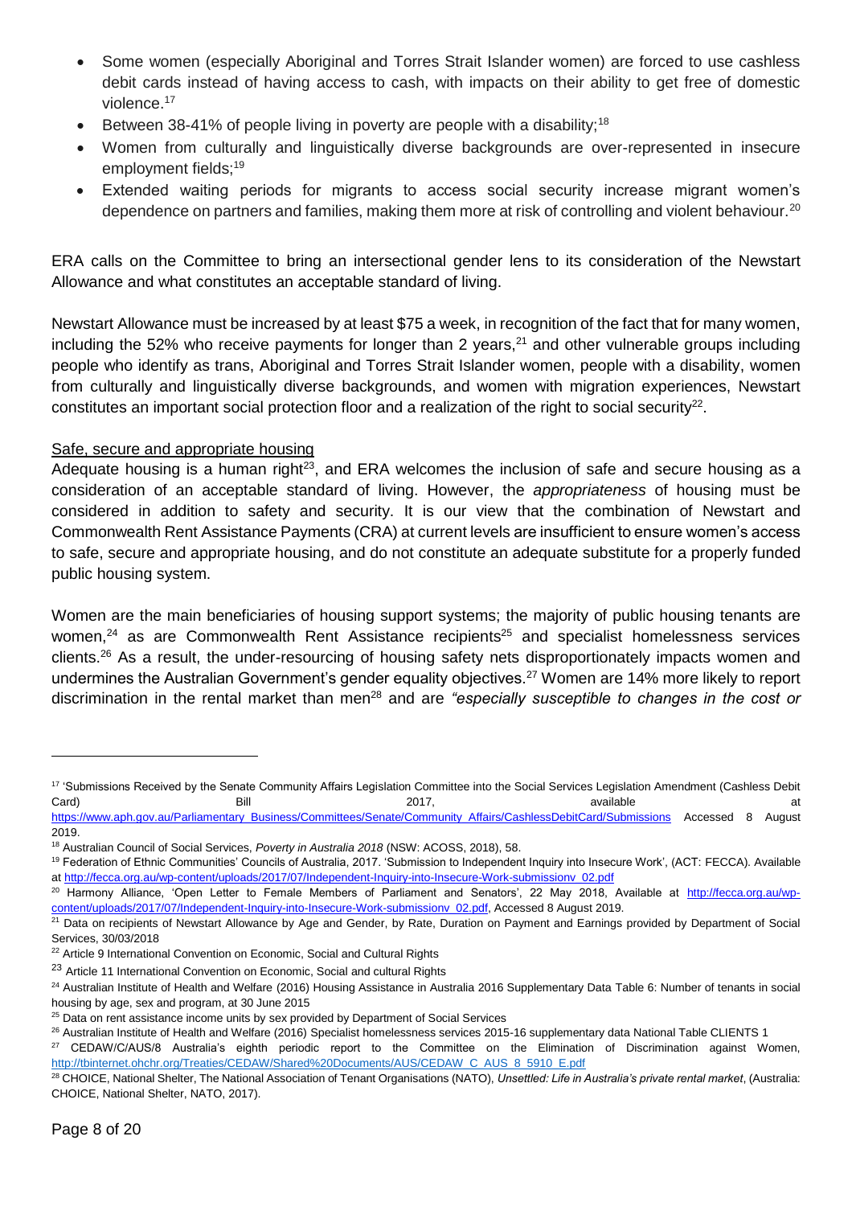- Some women (especially Aboriginal and Torres Strait Islander women) are forced to use cashless debit cards instead of having access to cash, with impacts on their ability to get free of domestic violence.[17]
- Between 38-41% of people living in poverty are people with a disability;[18]
- Women from culturally and linguistically diverse backgrounds are over-represented in insecure employment fields;[19]
- Extended waiting periods for migrants to access social security increase migrant women's dependence on partners and families, making them more at risk of controlling and violent behaviour.[20]

ERA calls on the Committee to bring an intersectional gender lens to its consideration of the Newstart Allowance and what constitutes an acceptable standard of living.

Newstart Allowance must be increased by at least $75 a week, in recognition of the fact that for many women, including the 52% who receive payments for longer than 2 years,[21] and other vulnerable groups including people who identify as trans, Aboriginal and Torres Strait Islander women, people with a disability, women from culturally and linguistically diverse backgrounds, and women with migration experiences, Newstart constitutes an important social protection floor and a realization of the right to social security[22].

### Safe, secure and appropriate housing

Adequate housing is a human right[23], and ERA welcomes the inclusion of safe and secure housing as a consideration of an acceptable standard of living. However, the *appropriateness* of housing must be considered in addition to safety and security. It is our view that the combination of Newstart and Commonwealth Rent Assistance Payments (CRA) at current levels are insufficient to ensure women's access to safe, secure and appropriate housing, and do not constitute an adequate substitute for a properly funded public housing system.

Women are the main beneficiaries of housing support systems; the majority of public housing tenants are women,[24] as are Commonwealth Rent Assistance recipients[25] and specialist homelessness services clients.[26] As a result, the under-resourcing of housing safety nets disproportionately impacts women and undermines the Australian Government's gender equality objectives.[27] Women are 14% more likely to report discrimination in the rental market than men[28] and are *"especially susceptible to changes in the cost or*

---

[17] 'Submissions Received by the Senate Community Affairs Legislation Committee into the Social Services Legislation Amendment (Cashless Debit Card) Bill 2017, available at https://www.aph.gov.au/Parliamentary_Business/Committees/Senate/Community_Affairs/CashlessDebitCard/Submissions Accessed 8 August 2019.

[18] Australian Council of Social Services, *Poverty in Australia 2018* (NSW: ACOSS, 2018), 58.

[19] Federation of Ethnic Communities' Councils of Australia, 2017. 'Submission to Independent Inquiry into Insecure Work', (ACT: FECCA). Available at http://fecca.org.au/wp-content/uploads/2017/07/Independent-Inquiry-into-Insecure-Work-submissionv_02.pdf

[20] Harmony Alliance, 'Open Letter to Female Members of Parliament and Senators', 22 May 2018, Available at http://fecca.org.au/wp-content/uploads/2017/07/Independent-Inquiry-into-Insecure-Work-submissionv_02.pdf, Accessed 8 August 2019.

[21] Data on recipients of Newstart Allowance by Age and Gender, by Rate, Duration on Payment and Earnings provided by Department of Social Services, 30/03/2018

[22] Article 9 International Convention on Economic, Social and Cultural Rights

[23] Article 11 International Convention on Economic, Social and cultural Rights

[24] Australian Institute of Health and Welfare (2016) Housing Assistance in Australia 2016 Supplementary Data Table 6: Number of tenants in social housing by age, sex and program, at 30 June 2015

[25] Data on rent assistance income units by sex provided by Department of Social Services

[26] Australian Institute of Health and Welfare (2016) Specialist homelessness services 2015-16 supplementary data National Table CLIENTS 1

[27] CEDAW/C/AUS/8 Australia's eighth periodic report to the Committee on the Elimination of Discrimination against Women, http://tbinternet.ohchr.org/Treaties/CEDAW/Shared%20Documents/AUS/CEDAW_C_AUS_8_5910_E.pdf

[28] CHOICE, National Shelter, The National Association of Tenant Organisations (NATO), *Unsettled: Life in Australia's private rental market*, (Australia: CHOICE, National Shelter, NATO, 2017).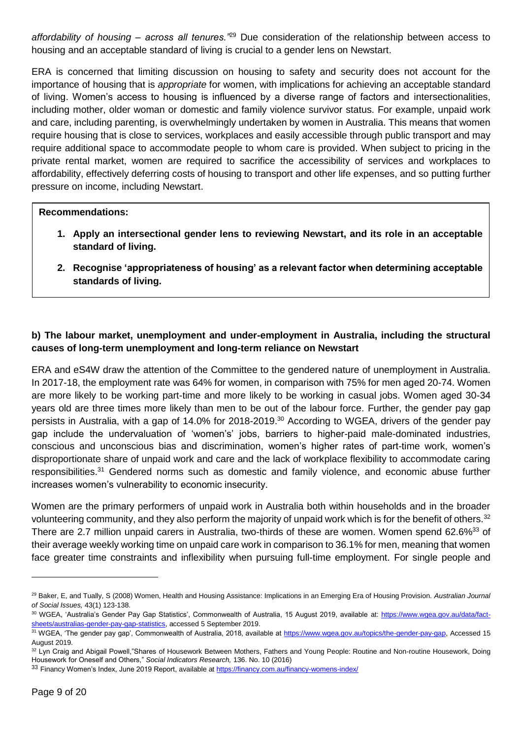*affordability of housing – across all tenures."*[29] Due consideration of the relationship between access to housing and an acceptable standard of living is crucial to a gender lens on Newstart.

ERA is concerned that limiting discussion on housing to safety and security does not account for the importance of housing that is *appropriate* for women, with implications for achieving an acceptable standard of living. Women's access to housing is influenced by a diverse range of factors and intersectionalities, including mother, older woman or domestic and family violence survivor status. For example, unpaid work and care, including parenting, is overwhelmingly undertaken by women in Australia. This means that women require housing that is close to services, workplaces and easily accessible through public transport and may require additional space to accommodate people to whom care is provided. When subject to pricing in the private rental market, women are required to sacrifice the accessibility of services and workplaces to affordability, effectively deferring costs of housing to transport and other life expenses, and so putting further pressure on income, including Newstart.

**Recommendations:**

1. **Apply an intersectional gender lens to reviewing Newstart, and its role in an acceptable standard of living.**
2. **Recognise 'appropriateness of housing' as a relevant factor when determining acceptable standards of living.**

### b) The labour market, unemployment and under-employment in Australia, including the structural causes of long-term unemployment and long-term reliance on Newstart

ERA and eS4W draw the attention of the Committee to the gendered nature of unemployment in Australia. In 2017-18, the employment rate was 64% for women, in comparison with 75% for men aged 20-74. Women are more likely to be working part-time and more likely to be working in casual jobs. Women aged 30-34 years old are three times more likely than men to be out of the labour force. Further, the gender pay gap persists in Australia, with a gap of 14.0% for 2018-2019.[30] According to WGEA, drivers of the gender pay gap include the undervaluation of 'women's' jobs, barriers to higher-paid male-dominated industries, conscious and unconscious bias and discrimination, women's higher rates of part-time work, women's disproportionate share of unpaid work and care and the lack of workplace flexibility to accommodate caring responsibilities.[31] Gendered norms such as domestic and family violence, and economic abuse further increases women's vulnerability to economic insecurity.

Women are the primary performers of unpaid work in Australia both within households and in the broader volunteering community, and they also perform the majority of unpaid work which is for the benefit of others.[32] There are 2.7 million unpaid carers in Australia, two-thirds of these are women. Women spend 62.6%[33] of their average weekly working time on unpaid care work in comparison to 36.1% for men, meaning that women face greater time constraints and inflexibility when pursuing full-time employment. For single people and

---

[29] Baker, E, and Tually, S (2008) Women, Health and Housing Assistance: Implications in an Emerging Era of Housing Provision. *Australian Journal of Social Issues,* 43(1) 123-138.

[30] WGEA, 'Australia's Gender Pay Gap Statistics', Commonwealth of Australia, 15 August 2019, available at: https://www.wgea.gov.au/data/fact-sheets/australias-gender-pay-gap-statistics, accessed 5 September 2019.

[31] WGEA, 'The gender pay gap', Commonwealth of Australia, 2018, available at https://www.wgea.gov.au/topics/the-gender-pay-gap, Accessed 15 August 2019.

[32] Lyn Craig and Abigail Powell,"Shares of Housework Between Mothers, Fathers and Young People: Routine and Non-routine Housework, Doing Housework for Oneself and Others," *Social Indicators Research,* 136. No. 10 (2016)

[33] Financy Women's Index, June 2019 Report, available at https://financy.com.au/financy-womens-index/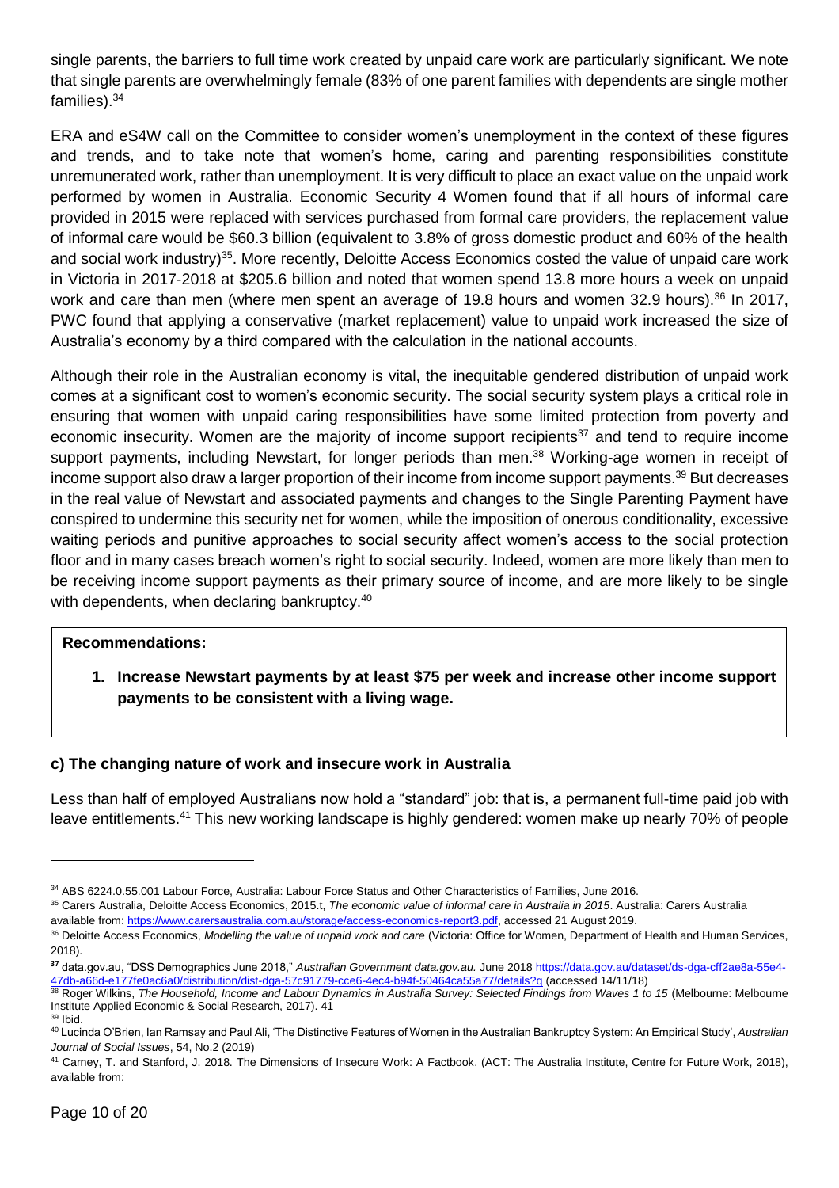single parents, the barriers to full time work created by unpaid care work are particularly significant. We note that single parents are overwhelmingly female (83% of one parent families with dependents are single mother families).[34]

ERA and eS4W call on the Committee to consider women's unemployment in the context of these figures and trends, and to take note that women's home, caring and parenting responsibilities constitute unremunerated work, rather than unemployment. It is very difficult to place an exact value on the unpaid work performed by women in Australia. Economic Security 4 Women found that if all hours of informal care provided in 2015 were replaced with services purchased from formal care providers, the replacement value of informal care would be $60.3 billion (equivalent to 3.8% of gross domestic product and 60% of the health and social work industry)[35]. More recently, Deloitte Access Economics costed the value of unpaid care work in Victoria in 2017-2018 at $205.6 billion and noted that women spend 13.8 more hours a week on unpaid work and care than men (where men spent an average of 19.8 hours and women 32.9 hours).[36] In 2017, PWC found that applying a conservative (market replacement) value to unpaid work increased the size of Australia's economy by a third compared with the calculation in the national accounts.

Although their role in the Australian economy is vital, the inequitable gendered distribution of unpaid work comes at a significant cost to women's economic security. The social security system plays a critical role in ensuring that women with unpaid caring responsibilities have some limited protection from poverty and economic insecurity. Women are the majority of income support recipients[37] and tend to require income support payments, including Newstart, for longer periods than men.[38] Working-age women in receipt of income support also draw a larger proportion of their income from income support payments.[39] But decreases in the real value of Newstart and associated payments and changes to the Single Parenting Payment have conspired to undermine this security net for women, while the imposition of onerous conditionality, excessive waiting periods and punitive approaches to social security affect women's access to the social protection floor and in many cases breach women's right to social security. Indeed, women are more likely than men to be receiving income support payments as their primary source of income, and are more likely to be single with dependents, when declaring bankruptcy.[40]

**Recommendations:**

1. **Increase Newstart payments by at least $75 per week and increase other income support payments to be consistent with a living wage.**

### c) The changing nature of work and insecure work in Australia

Less than half of employed Australians now hold a "standard" job: that is, a permanent full-time paid job with leave entitlements.[41] This new working landscape is highly gendered: women make up nearly 70% of people

---

[34] ABS 6224.0.55.001 Labour Force, Australia: Labour Force Status and Other Characteristics of Families, June 2016.

[35] Carers Australia, Deloitte Access Economics, 2015.t, *The economic value of informal care in Australia in 2015*. Australia: Carers Australia available from: https://www.carersaustralia.com.au/storage/access-economics-report3.pdf, accessed 21 August 2019.

[36] Deloitte Access Economics, *Modelling the value of unpaid work and care* (Victoria: Office for Women, Department of Health and Human Services, 2018).

[37] data.gov.au, "DSS Demographics June 2018," *Australian Government data.gov.au.* June 2018 https://data.gov.au/dataset/ds-dga-cff2ae8a-55e4-47db-a66d-e177fe0ac6a0/distribution/dist-dga-57c91779-cce6-4ec4-b94f-50464ca55a77/details?q (accessed 14/11/18)

[38] Roger Wilkins, *The Household, Income and Labour Dynamics in Australia Survey: Selected Findings from Waves 1 to 15* (Melbourne: Melbourne Institute Applied Economic & Social Research, 2017). 41

[39] Ibid.

[40] Lucinda O'Brien, Ian Ramsay and Paul Ali, 'The Distinctive Features of Women in the Australian Bankruptcy System: An Empirical Study', *Australian Journal of Social Issues*, 54, No.2 (2019)

[41] Carney, T. and Stanford, J. 2018. The Dimensions of Insecure Work: A Factbook. (ACT: The Australia Institute, Centre for Future Work, 2018), available from: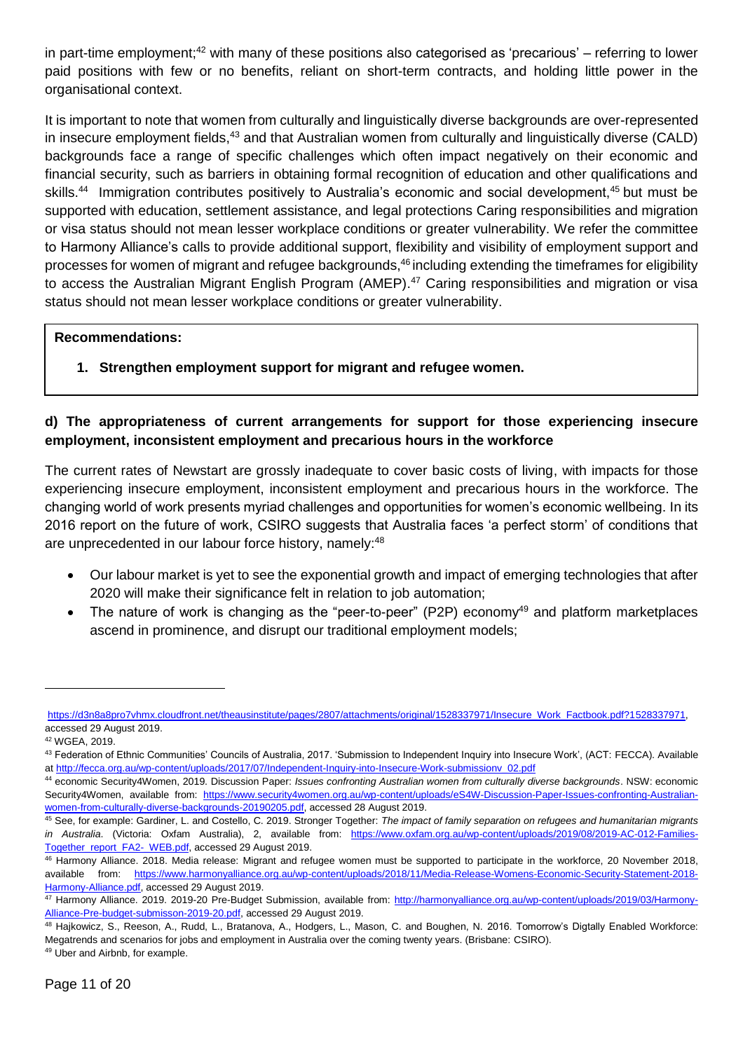in part-time employment;[42] with many of these positions also categorised as 'precarious' – referring to lower paid positions with few or no benefits, reliant on short-term contracts, and holding little power in the organisational context.

It is important to note that women from culturally and linguistically diverse backgrounds are over-represented in insecure employment fields,[43] and that Australian women from culturally and linguistically diverse (CALD) backgrounds face a range of specific challenges which often impact negatively on their economic and financial security, such as barriers in obtaining formal recognition of education and other qualifications and skills.[44] Immigration contributes positively to Australia's economic and social development,[45] but must be supported with education, settlement assistance, and legal protections Caring responsibilities and migration or visa status should not mean lesser workplace conditions or greater vulnerability. We refer the committee to Harmony Alliance's calls to provide additional support, flexibility and visibility of employment support and processes for women of migrant and refugee backgrounds,[46] including extending the timeframes for eligibility to access the Australian Migrant English Program (AMEP).[47] Caring responsibilities and migration or visa status should not mean lesser workplace conditions or greater vulnerability.

**Recommendations:**

1. **Strengthen employment support for migrant and refugee women.**

### d) The appropriateness of current arrangements for support for those experiencing insecure employment, inconsistent employment and precarious hours in the workforce

The current rates of Newstart are grossly inadequate to cover basic costs of living, with impacts for those experiencing insecure employment, inconsistent employment and precarious hours in the workforce. The changing world of work presents myriad challenges and opportunities for women's economic wellbeing. In its 2016 report on the future of work, CSIRO suggests that Australia faces 'a perfect storm' of conditions that are unprecedented in our labour force history, namely:[48]

- Our labour market is yet to see the exponential growth and impact of emerging technologies that after 2020 will make their significance felt in relation to job automation;
- The nature of work is changing as the "peer-to-peer" (P2P) economy[49] and platform marketplaces ascend in prominence, and disrupt our traditional employment models;

---

https://d3n8a8pro7vhmx.cloudfront.net/theausinstitute/pages/2807/attachments/original/1528337971/Insecure_Work_Factbook.pdf?1528337971, accessed 29 August 2019.

[42] WGEA, 2019.

[43] Federation of Ethnic Communities' Councils of Australia, 2017. 'Submission to Independent Inquiry into Insecure Work', (ACT: FECCA). Available at http://fecca.org.au/wp-content/uploads/2017/07/Independent-Inquiry-into-Insecure-Work-submissionv_02.pdf

[44] economic Security4Women, 2019. Discussion Paper: *Issues confronting Australian women from culturally diverse backgrounds*. NSW: economic Security4Women, available from: https://www.security4women.org.au/wp-content/uploads/eS4W-Discussion-Paper-Issues-confronting-Australian-women-from-culturally-diverse-backgrounds-20190205.pdf, accessed 28 August 2019.

[45] See, for example: Gardiner, L. and Costello, C. 2019. Stronger Together: *The impact of family separation on refugees and humanitarian migrants in Australia*. (Victoria: Oxfam Australia), 2, available from: https://www.oxfam.org.au/wp-content/uploads/2019/08/2019-AC-012-Families-Together_report_FA2-_WEB.pdf, accessed 29 August 2019.

[46] Harmony Alliance. 2018. Media release: Migrant and refugee women must be supported to participate in the workforce, 20 November 2018, available from: https://www.harmonyalliance.org.au/wp-content/uploads/2018/11/Media-Release-Womens-Economic-Security-Statement-2018-Harmony-Alliance.pdf, accessed 29 August 2019.

[47] Harmony Alliance. 2019. 2019-20 Pre-Budget Submission, available from: http://harmonyalliance.org.au/wp-content/uploads/2019/03/Harmony-Alliance-Pre-budget-submisson-2019-20.pdf, accessed 29 August 2019.

[48] Hajkowicz, S., Reeson, A., Rudd, L., Bratanova, A., Hodgers, L., Mason, C. and Boughen, N. 2016. Tomorrow's Digtally Enabled Workforce: Megatrends and scenarios for jobs and employment in Australia over the coming twenty years. (Brisbane: CSIRO).

[49] Uber and Airbnb, for example.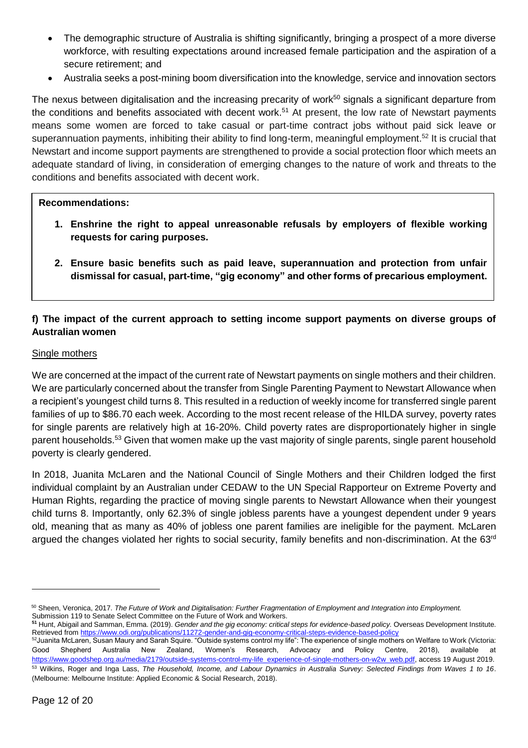- The demographic structure of Australia is shifting significantly, bringing a prospect of a more diverse workforce, with resulting expectations around increased female participation and the aspiration of a secure retirement; and
- Australia seeks a post-mining boom diversification into the knowledge, service and innovation sectors

The nexus between digitalisation and the increasing precarity of work[50] signals a significant departure from the conditions and benefits associated with decent work.[51] At present, the low rate of Newstart payments means some women are forced to take casual or part-time contract jobs without paid sick leave or superannuation payments, inhibiting their ability to find long-term, meaningful employment.[52] It is crucial that Newstart and income support payments are strengthened to provide a social protection floor which meets an adequate standard of living, in consideration of emerging changes to the nature of work and threats to the conditions and benefits associated with decent work.

**Recommendations:**

1. **Enshrine the right to appeal unreasonable refusals by employers of flexible working requests for caring purposes.**
2. **Ensure basic benefits such as paid leave, superannuation and protection from unfair dismissal for casual, part-time, "gig economy" and other forms of precarious employment.**

### f) The impact of the current approach to setting income support payments on diverse groups of Australian women

Single mothers

We are concerned at the impact of the current rate of Newstart payments on single mothers and their children. We are particularly concerned about the transfer from Single Parenting Payment to Newstart Allowance when a recipient's youngest child turns 8. This resulted in a reduction of weekly income for transferred single parent families of up to $86.70 each week. According to the most recent release of the HILDA survey, poverty rates for single parents are relatively high at 16-20%. Child poverty rates are disproportionately higher in single parent households.[53] Given that women make up the vast majority of single parents, single parent household poverty is clearly gendered.

In 2018, Juanita McLaren and the National Council of Single Mothers and their Children lodged the first individual complaint by an Australian under CEDAW to the UN Special Rapporteur on Extreme Poverty and Human Rights, regarding the practice of moving single parents to Newstart Allowance when their youngest child turns 8. Importantly, only 62.3% of single jobless parents have a youngest dependent under 9 years old, meaning that as many as 40% of jobless one parent families are ineligible for the payment. McLaren argued the changes violated her rights to social security, family benefits and non-discrimination. At the 63rd

---

[50] Sheen, Veronica, 2017. *The Future of Work and Digitalisation: Further Fragmentation of Employment and Integration into Employment.* Submission 119 to Senate Select Committee on the Future of Work and Workers.

[51] Hunt, Abigail and Samman, Emma. (2019). *Gender and the gig economy: critical steps for evidence-based policy.* Overseas Development Institute. Retrieved from https://www.odi.org/publications/11272-gender-and-gig-economy-critical-steps-evidence-based-policy

[52] Juanita McLaren, Susan Maury and Sarah Squire. "Outside systems control my life": The experience of single mothers on Welfare to Work (Victoria: Good Shepherd Australia New Zealand, Women's Research, Advocacy and Policy Centre, 2018), available at https://www.goodshep.org.au/media/2179/outside-systems-control-my-life_experience-of-single-mothers-on-w2w_web.pdf, access 19 August 2019.

[53] Wilkins, Roger and Inga Lass, *The Household, Income, and Labour Dynamics in Australia Survey: Selected Findings from Waves 1 to 16*. (Melbourne: Melbourne Institute: Applied Economic & Social Research, 2018).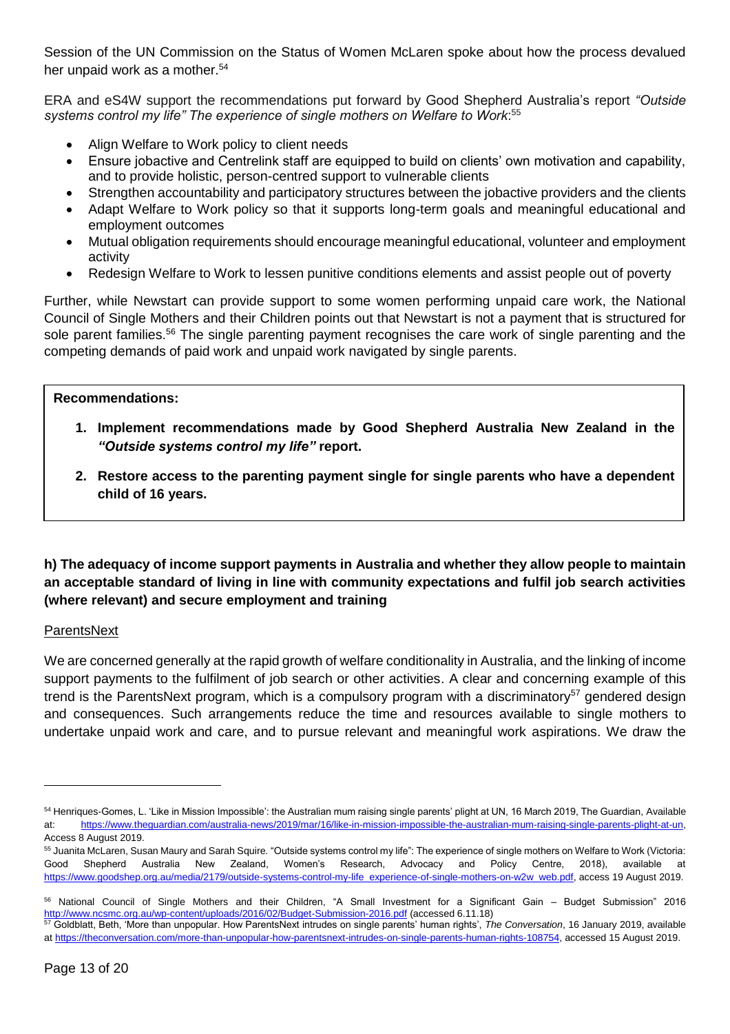Session of the UN Commission on the Status of Women McLaren spoke about how the process devalued her unpaid work as a mother.[54]

ERA and eS4W support the recommendations put forward by Good Shepherd Australia's report *"Outside systems control my life" The experience of single mothers on Welfare to Work*:[55]

- Align Welfare to Work policy to client needs
- Ensure jobactive and Centrelink staff are equipped to build on clients' own motivation and capability, and to provide holistic, person-centred support to vulnerable clients
- Strengthen accountability and participatory structures between the jobactive providers and the clients
- Adapt Welfare to Work policy so that it supports long-term goals and meaningful educational and employment outcomes
- Mutual obligation requirements should encourage meaningful educational, volunteer and employment activity
- Redesign Welfare to Work to lessen punitive conditions elements and assist people out of poverty

Further, while Newstart can provide support to some women performing unpaid care work, the National Council of Single Mothers and their Children points out that Newstart is not a payment that is structured for sole parent families.[56] The single parenting payment recognises the care work of single parenting and the competing demands of paid work and unpaid work navigated by single parents.

**Recommendations:**

1. **Implement recommendations made by Good Shepherd Australia New Zealand in the *"Outside systems control my life"* report.**
2. **Restore access to the parenting payment single for single parents who have a dependent child of 16 years.**

### h) The adequacy of income support payments in Australia and whether they allow people to maintain an acceptable standard of living in line with community expectations and fulfil job search activities (where relevant) and secure employment and training

ParentsNext

We are concerned generally at the rapid growth of welfare conditionality in Australia, and the linking of income support payments to the fulfilment of job search or other activities. A clear and concerning example of this trend is the ParentsNext program, which is a compulsory program with a discriminatory[57] gendered design and consequences. Such arrangements reduce the time and resources available to single mothers to undertake unpaid work and care, and to pursue relevant and meaningful work aspirations. We draw the

---

[54] Henriques-Gomes, L. 'Like in Mission Impossible': the Australian mum raising single parents' plight at UN, 16 March 2019, The Guardian, Available at: https://www.theguardian.com/australia-news/2019/mar/16/like-in-mission-impossible-the-australian-mum-raising-single-parents-plight-at-un, Access 8 August 2019.

[55] Juanita McLaren, Susan Maury and Sarah Squire. "Outside systems control my life": The experience of single mothers on Welfare to Work (Victoria: Good Shepherd Australia New Zealand, Women's Research, Advocacy and Policy Centre, 2018), available at https://www.goodshep.org.au/media/2179/outside-systems-control-my-life_experience-of-single-mothers-on-w2w_web.pdf, access 19 August 2019.

[56] National Council of Single Mothers and their Children, "A Small Investment for a Significant Gain – Budget Submission" 2016 http://www.ncsmc.org.au/wp-content/uploads/2016/02/Budget-Submission-2016.pdf (accessed 6.11.18)

[57] Goldblatt, Beth, 'More than unpopular. How ParentsNext intrudes on single parents' human rights', *The Conversation*, 16 January 2019, available at https://theconversation.com/more-than-unpopular-how-parentsnext-intrudes-on-single-parents-human-rights-108754, accessed 15 August 2019.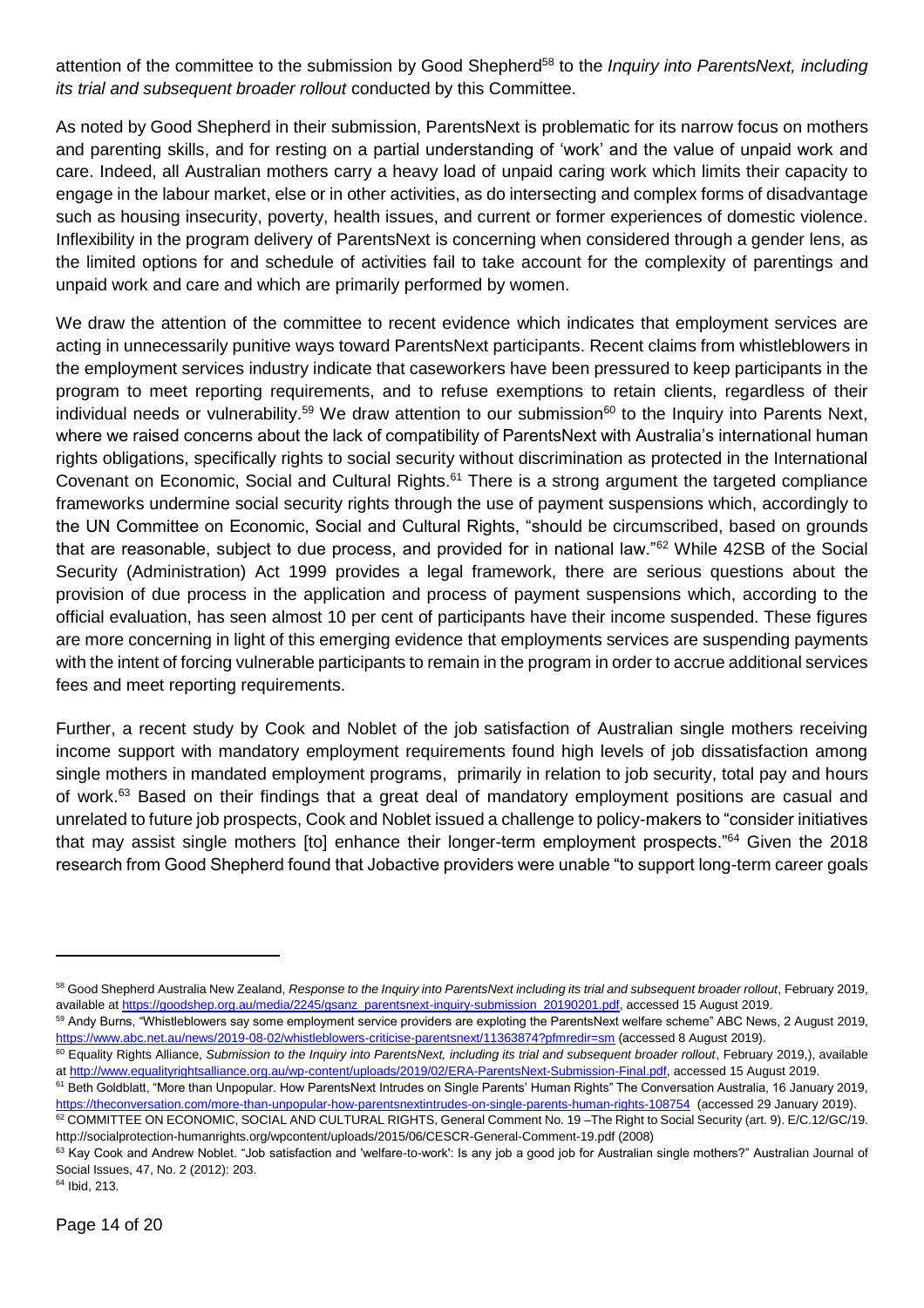attention of the committee to the submission by Good Shepherd[58] to the *Inquiry into ParentsNext, including its trial and subsequent broader rollout* conducted by this Committee.

As noted by Good Shepherd in their submission, ParentsNext is problematic for its narrow focus on mothers and parenting skills, and for resting on a partial understanding of 'work' and the value of unpaid work and care. Indeed, all Australian mothers carry a heavy load of unpaid caring work which limits their capacity to engage in the labour market, else or in other activities, as do intersecting and complex forms of disadvantage such as housing insecurity, poverty, health issues, and current or former experiences of domestic violence. Inflexibility in the program delivery of ParentsNext is concerning when considered through a gender lens, as the limited options for and schedule of activities fail to take account for the complexity of parentings and unpaid work and care and which are primarily performed by women.

We draw the attention of the committee to recent evidence which indicates that employment services are acting in unnecessarily punitive ways toward ParentsNext participants. Recent claims from whistleblowers in the employment services industry indicate that caseworkers have been pressured to keep participants in the program to meet reporting requirements, and to refuse exemptions to retain clients, regardless of their individual needs or vulnerability.[59] We draw attention to our submission[60] to the Inquiry into Parents Next, where we raised concerns about the lack of compatibility of ParentsNext with Australia's international human rights obligations, specifically rights to social security without discrimination as protected in the International Covenant on Economic, Social and Cultural Rights.[61] There is a strong argument the targeted compliance frameworks undermine social security rights through the use of payment suspensions which, accordingly to the UN Committee on Economic, Social and Cultural Rights, "should be circumscribed, based on grounds that are reasonable, subject to due process, and provided for in national law."[62] While 42SB of the Social Security (Administration) Act 1999 provides a legal framework, there are serious questions about the provision of due process in the application and process of payment suspensions which, according to the official evaluation, has seen almost 10 per cent of participants have their income suspended. These figures are more concerning in light of this emerging evidence that employments services are suspending payments with the intent of forcing vulnerable participants to remain in the program in order to accrue additional services fees and meet reporting requirements.

Further, a recent study by Cook and Noblet of the job satisfaction of Australian single mothers receiving income support with mandatory employment requirements found high levels of job dissatisfaction among single mothers in mandated employment programs, primarily in relation to job security, total pay and hours of work.[63] Based on their findings that a great deal of mandatory employment positions are casual and unrelated to future job prospects, Cook and Noblet issued a challenge to policy-makers to "consider initiatives that may assist single mothers [to] enhance their longer-term employment prospects."[64] Given the 2018 research from Good Shepherd found that Jobactive providers were unable "to support long-term career goals

---

[58] Good Shepherd Australia New Zealand, *Response to the Inquiry into ParentsNext including its trial and subsequent broader rollout*, February 2019, available at https://goodshep.org.au/media/2245/gsanz_parentsnext-inquiry-submission_20190201.pdf, accessed 15 August 2019.

[59] Andy Burns, "Whistleblowers say some employment service providers are exploiting the ParentsNext welfare scheme" ABC News, 2 August 2019, https://www.abc.net.au/news/2019-08-02/whistleblowers-criticise-parentsnext/11363874?pfmredir=sm (accessed 8 August 2019).

[60] Equality Rights Alliance, *Submission to the Inquiry into ParentsNext, including its trial and subsequent broader rollout*, February 2019,), available at http://www.equalityrightsalliance.org.au/wp-content/uploads/2019/02/ERA-ParentsNext-Submission-Final.pdf, accessed 15 August 2019.

[61] Beth Goldblatt, "More than Unpopular. How ParentsNext Intrudes on Single Parents' Human Rights" The Conversation Australia, 16 January 2019, https://theconversation.com/more-than-unpopular-how-parentsnextintrudes-on-single-parents-human-rights-108754 (accessed 29 January 2019).

[62] COMMITTEE ON ECONOMIC, SOCIAL AND CULTURAL RIGHTS, General Comment No. 19 –The Right to Social Security (art. 9). E/C.12/GC/19. http://socialprotection-humanrights.org/wpcontent/uploads/2015/06/CESCR-General-Comment-19.pdf (2008)

[63] Kay Cook and Andrew Noblet. "Job satisfaction and 'welfare-to-work': Is any job a good job for Australian single mothers?" Australian Journal of Social Issues, 47, No. 2 (2012): 203.

[64] Ibid, 213.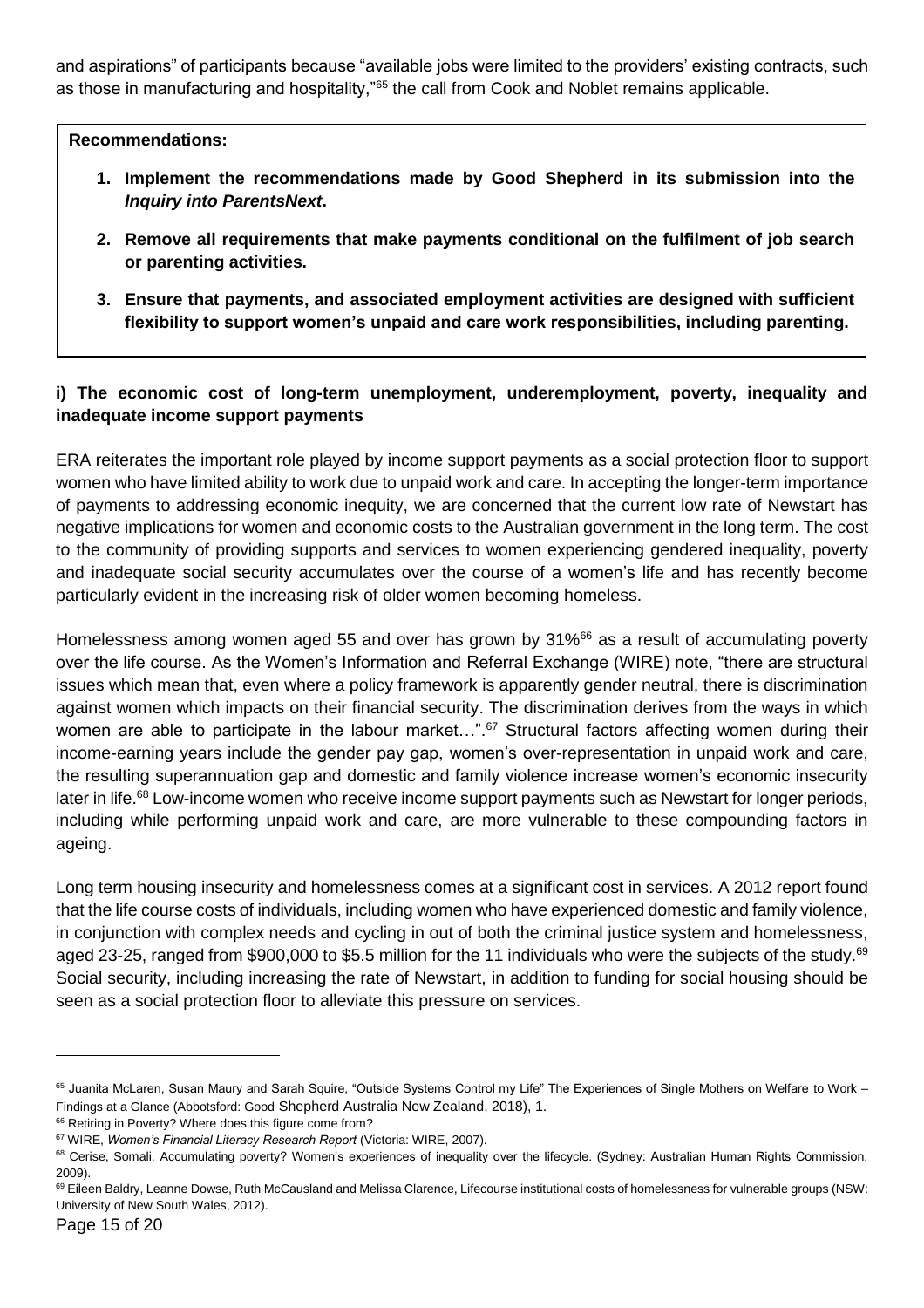and aspirations" of participants because "available jobs were limited to the providers' existing contracts, such as those in manufacturing and hospitality,"[65] the call from Cook and Noblet remains applicable.

**Recommendations:**

1. **Implement the recommendations made by Good Shepherd in its submission into the *Inquiry into ParentsNext*.**
2. **Remove all requirements that make payments conditional on the fulfilment of job search or parenting activities.**
3. **Ensure that payments, and associated employment activities are designed with sufficient flexibility to support women's unpaid and care work responsibilities, including parenting.**

**i) The economic cost of long-term unemployment, underemployment, poverty, inequality and inadequate income support payments**

ERA reiterates the important role played by income support payments as a social protection floor to support women who have limited ability to work due to unpaid work and care. In accepting the longer-term importance of payments to addressing economic inequity, we are concerned that the current low rate of Newstart has negative implications for women and economic costs to the Australian government in the long term. The cost to the community of providing supports and services to women experiencing gendered inequality, poverty and inadequate social security accumulates over the course of a women's life and has recently become particularly evident in the increasing risk of older women becoming homeless.

Homelessness among women aged 55 and over has grown by 31%[66] as a result of accumulating poverty over the life course. As the Women's Information and Referral Exchange (WIRE) note, "there are structural issues which mean that, even where a policy framework is apparently gender neutral, there is discrimination against women which impacts on their financial security. The discrimination derives from the ways in which women are able to participate in the labour market…".[67] Structural factors affecting women during their income-earning years include the gender pay gap, women's over-representation in unpaid work and care, the resulting superannuation gap and domestic and family violence increase women's economic insecurity later in life.[68] Low-income women who receive income support payments such as Newstart for longer periods, including while performing unpaid work and care, are more vulnerable to these compounding factors in ageing.

Long term housing insecurity and homelessness comes at a significant cost in services. A 2012 report found that the life course costs of individuals, including women who have experienced domestic and family violence, in conjunction with complex needs and cycling in out of both the criminal justice system and homelessness, aged 23-25, ranged from $900,000 to $5.5 million for the 11 individuals who were the subjects of the study.[69] Social security, including increasing the rate of Newstart, in addition to funding for social housing should be seen as a social protection floor to alleviate this pressure on services.

---

[65] Juanita McLaren, Susan Maury and Sarah Squire, "Outside Systems Control my Life" The Experiences of Single Mothers on Welfare to Work – Findings at a Glance (Abbotsford: Good Shepherd Australia New Zealand, 2018), 1.

[66] Retiring in Poverty? Where does this figure come from?

[67] WIRE, *Women's Financial Literacy Research Report* (Victoria: WIRE, 2007).

[68] Cerise, Somali. Accumulating poverty? Women's experiences of inequality over the lifecycle. (Sydney: Australian Human Rights Commission, 2009).

[69] Eileen Baldry, Leanne Dowse, Ruth McCausland and Melissa Clarence, Lifecourse institutional costs of homelessness for vulnerable groups (NSW: University of New South Wales, 2012).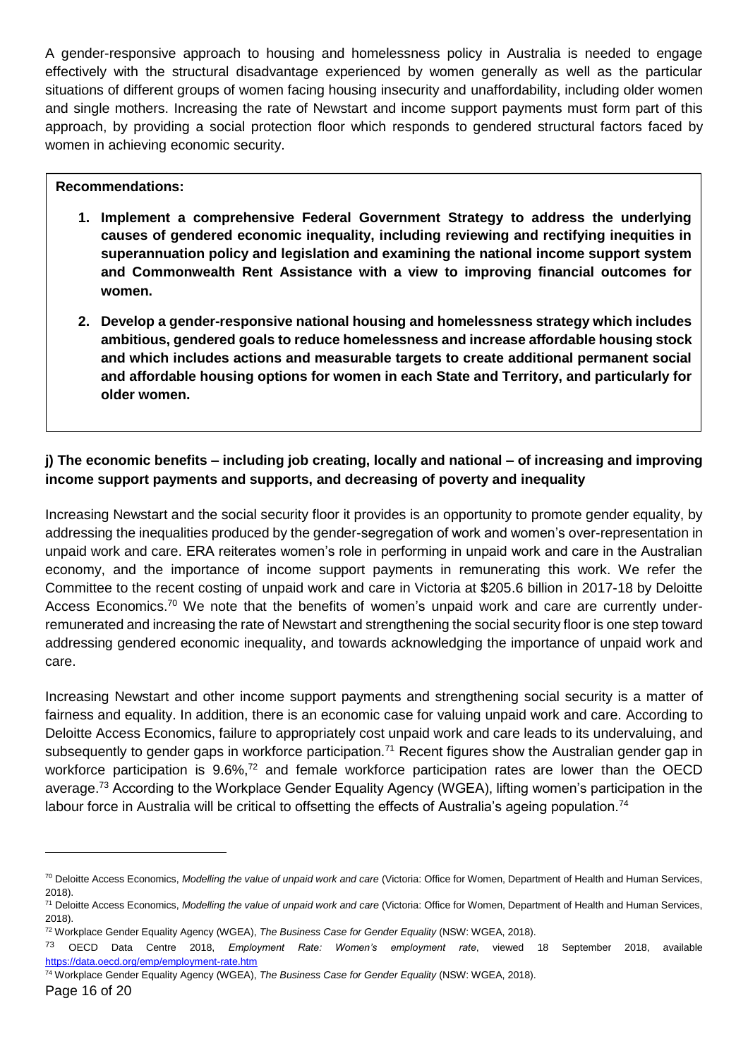A gender-responsive approach to housing and homelessness policy in Australia is needed to engage effectively with the structural disadvantage experienced by women generally as well as the particular situations of different groups of women facing housing insecurity and unaffordability, including older women and single mothers. Increasing the rate of Newstart and income support payments must form part of this approach, by providing a social protection floor which responds to gendered structural factors faced by women in achieving economic security.

**Recommendations:**

1. **Implement a comprehensive Federal Government Strategy to address the underlying causes of gendered economic inequality, including reviewing and rectifying inequities in superannuation policy and legislation and examining the national income support system and Commonwealth Rent Assistance with a view to improving financial outcomes for women.**
2. **Develop a gender-responsive national housing and homelessness strategy which includes ambitious, gendered goals to reduce homelessness and increase affordable housing stock and which includes actions and measurable targets to create additional permanent social and affordable housing options for women in each State and Territory, and particularly for older women.**

### j) The economic benefits – including job creating, locally and national – of increasing and improving income support payments and supports, and decreasing of poverty and inequality

Increasing Newstart and the social security floor it provides is an opportunity to promote gender equality, by addressing the inequalities produced by the gender-segregation of work and women's over-representation in unpaid work and care. ERA reiterates women's role in performing in unpaid work and care in the Australian economy, and the importance of income support payments in remunerating this work. We refer the Committee to the recent costing of unpaid work and care in Victoria at $205.6 billion in 2017-18 by Deloitte Access Economics.[70] We note that the benefits of women's unpaid work and care are currently under-remunerated and increasing the rate of Newstart and strengthening the social security floor is one step toward addressing gendered economic inequality, and towards acknowledging the importance of unpaid work and care.

Increasing Newstart and other income support payments and strengthening social security is a matter of fairness and equality. In addition, there is an economic case for valuing unpaid work and care. According to Deloitte Access Economics, failure to appropriately cost unpaid work and care leads to its undervaluing, and subsequently to gender gaps in workforce participation.[71] Recent figures show the Australian gender gap in workforce participation is 9.6%,[72] and female workforce participation rates are lower than the OECD average.[73] According to the Workplace Gender Equality Agency (WGEA), lifting women's participation in the labour force in Australia will be critical to offsetting the effects of Australia's ageing population.[74]

---

[70] Deloitte Access Economics, *Modelling the value of unpaid work and care* (Victoria: Office for Women, Department of Health and Human Services, 2018).

[71] Deloitte Access Economics, *Modelling the value of unpaid work and care* (Victoria: Office for Women, Department of Health and Human Services, 2018).

[72] Workplace Gender Equality Agency (WGEA), *The Business Case for Gender Equality* (NSW: WGEA, 2018).

[73] OECD Data Centre 2018, *Employment Rate: Women's employment rate*, viewed 18 September 2018, available https://data.oecd.org/emp/employment-rate.htm

[74] Workplace Gender Equality Agency (WGEA), *The Business Case for Gender Equality* (NSW: WGEA, 2018).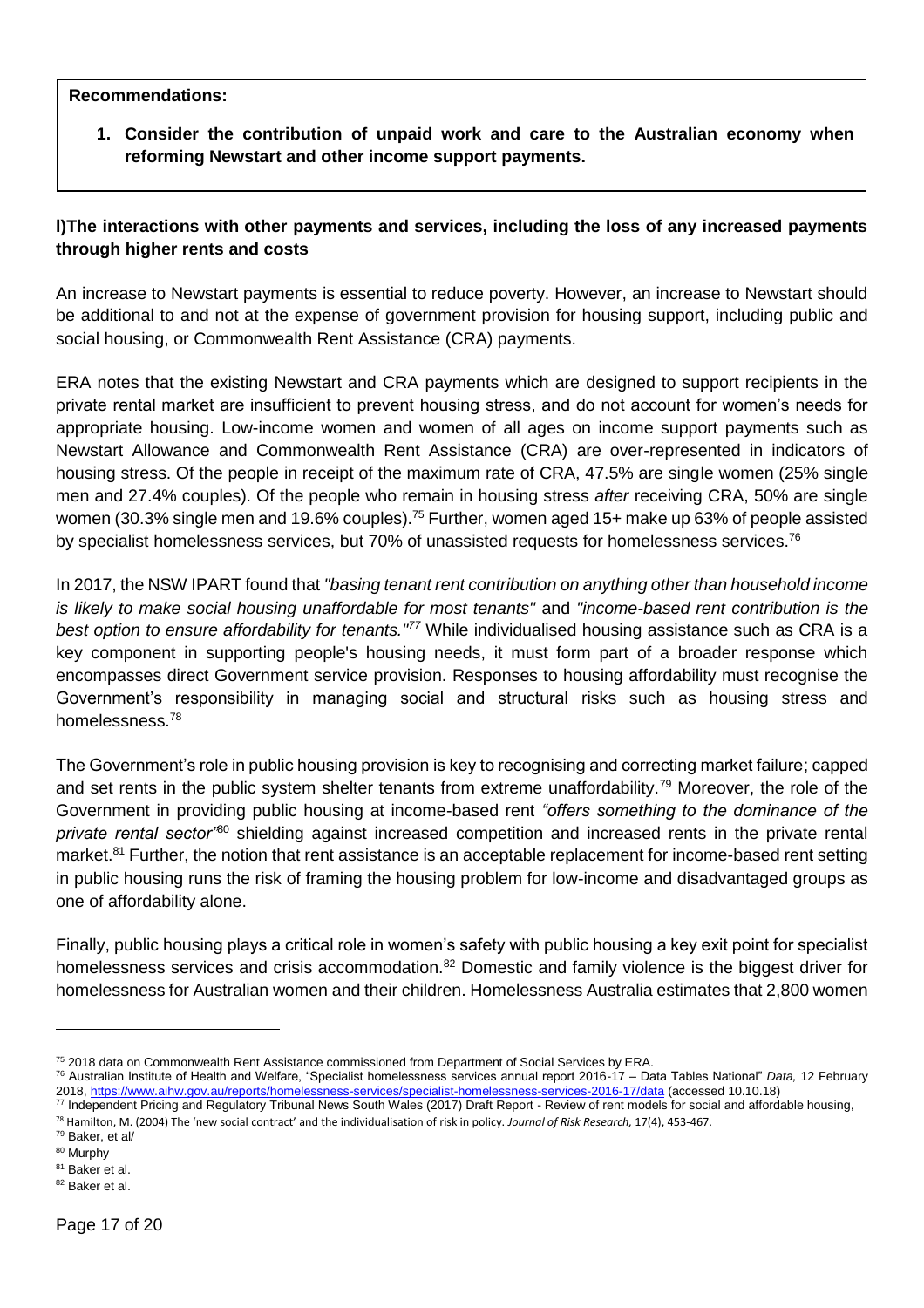**Recommendations:**

1. **Consider the contribution of unpaid work and care to the Australian economy when reforming Newstart and other income support payments.**

**l)The interactions with other payments and services, including the loss of any increased payments through higher rents and costs**

An increase to Newstart payments is essential to reduce poverty. However, an increase to Newstart should be additional to and not at the expense of government provision for housing support, including public and social housing, or Commonwealth Rent Assistance (CRA) payments.

ERA notes that the existing Newstart and CRA payments which are designed to support recipients in the private rental market are insufficient to prevent housing stress, and do not account for women's needs for appropriate housing. Low-income women and women of all ages on income support payments such as Newstart Allowance and Commonwealth Rent Assistance (CRA) are over-represented in indicators of housing stress. Of the people in receipt of the maximum rate of CRA, 47.5% are single women (25% single men and 27.4% couples). Of the people who remain in housing stress *after* receiving CRA, 50% are single women (30.3% single men and 19.6% couples).[75] Further, women aged 15+ make up 63% of people assisted by specialist homelessness services, but 70% of unassisted requests for homelessness services.[76]

In 2017, the NSW IPART found that *"basing tenant rent contribution on anything other than household income is likely to make social housing unaffordable for most tenants"* and *"income-based rent contribution is the best option to ensure affordability for tenants."*[77] While individualised housing assistance such as CRA is a key component in supporting people's housing needs, it must form part of a broader response which encompasses direct Government service provision. Responses to housing affordability must recognise the Government's responsibility in managing social and structural risks such as housing stress and homelessness.[78]

The Government's role in public housing provision is key to recognising and correcting market failure; capped and set rents in the public system shelter tenants from extreme unaffordability.[79] Moreover, the role of the Government in providing public housing at income-based rent *"offers something to the dominance of the private rental sector"*[80] shielding against increased competition and increased rents in the private rental market.[81] Further, the notion that rent assistance is an acceptable replacement for income-based rent setting in public housing runs the risk of framing the housing problem for low-income and disadvantaged groups as one of affordability alone.

Finally, public housing plays a critical role in women's safety with public housing a key exit point for specialist homelessness services and crisis accommodation.[82] Domestic and family violence is the biggest driver for homelessness for Australian women and their children. Homelessness Australia estimates that 2,800 women

---

[75] 2018 data on Commonwealth Rent Assistance commissioned from Department of Social Services by ERA.

[76] Australian Institute of Health and Welfare, "Specialist homelessness services annual report 2016-17 – Data Tables National" *Data,* 12 February 2018, https://www.aihw.gov.au/reports/homelessness-services/specialist-homelessness-services-2016-17/data (accessed 10.10.18)

[77] Independent Pricing and Regulatory Tribunal News South Wales (2017) Draft Report - Review of rent models for social and affordable housing,

[78] Hamilton, M. (2004) The 'new social contract' and the individualisation of risk in policy. *Journal of Risk Research,* 17(4), 453-467.

[79] Baker, et al/

[80] Murphy

[81] Baker et al.

[82] Baker et al.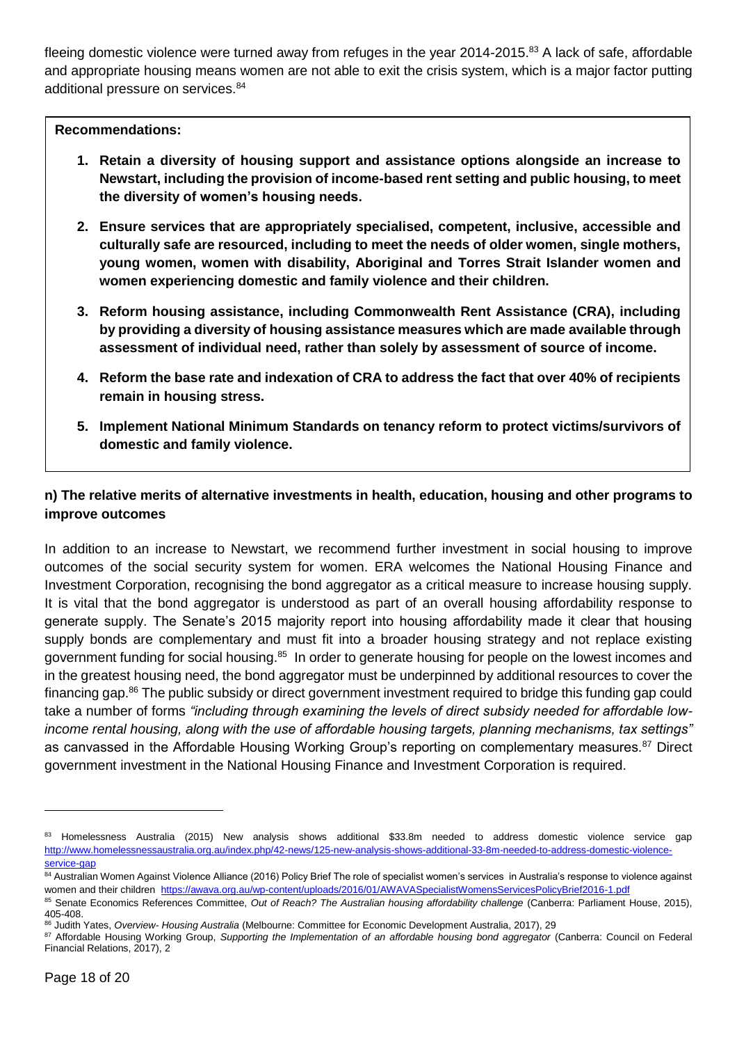fleeing domestic violence were turned away from refuges in the year 2014-2015.[83] A lack of safe, affordable and appropriate housing means women are not able to exit the crisis system, which is a major factor putting additional pressure on services.[84]

**Recommendations:**

1. **Retain a diversity of housing support and assistance options alongside an increase to Newstart, including the provision of income-based rent setting and public housing, to meet the diversity of women's housing needs.**
2. **Ensure services that are appropriately specialised, competent, inclusive, accessible and culturally safe are resourced, including to meet the needs of older women, single mothers, young women, women with disability, Aboriginal and Torres Strait Islander women and women experiencing domestic and family violence and their children.**
3. **Reform housing assistance, including Commonwealth Rent Assistance (CRA), including by providing a diversity of housing assistance measures which are made available through assessment of individual need, rather than solely by assessment of source of income.**
4. **Reform the base rate and indexation of CRA to address the fact that over 40% of recipients remain in housing stress.**
5. **Implement National Minimum Standards on tenancy reform to protect victims/survivors of domestic and family violence.**

### n) The relative merits of alternative investments in health, education, housing and other programs to improve outcomes

In addition to an increase to Newstart, we recommend further investment in social housing to improve outcomes of the social security system for women. ERA welcomes the National Housing Finance and Investment Corporation, recognising the bond aggregator as a critical measure to increase housing supply. It is vital that the bond aggregator is understood as part of an overall housing affordability response to generate supply. The Senate's 2015 majority report into housing affordability made it clear that housing supply bonds are complementary and must fit into a broader housing strategy and not replace existing government funding for social housing.[85] In order to generate housing for people on the lowest incomes and in the greatest housing need, the bond aggregator must be underpinned by additional resources to cover the financing gap.[86] The public subsidy or direct government investment required to bridge this funding gap could take a number of forms *"including through examining the levels of direct subsidy needed for affordable low-income rental housing, along with the use of affordable housing targets, planning mechanisms, tax settings"* as canvassed in the Affordable Housing Working Group's reporting on complementary measures.[87] Direct government investment in the National Housing Finance and Investment Corporation is required.

---

[83] Homelessness Australia (2015) New analysis shows additional $33.8m needed to address domestic violence service gap http://www.homelessnessaustralia.org.au/index.php/42-news/125-new-analysis-shows-additional-33-8m-needed-to-address-domestic-violence-service-gap

[84] Australian Women Against Violence Alliance (2016) Policy Brief The role of specialist women's services in Australia's response to violence against women and their children https://awava.org.au/wp-content/uploads/2016/01/AWAVASpecialistWomensServicesPolicyBrief2016-1.pdf

[85] Senate Economics References Committee, *Out of Reach? The Australian housing affordability challenge* (Canberra: Parliament House, 2015), 405-408.

[86] Judith Yates, *Overview- Housing Australia* (Melbourne: Committee for Economic Development Australia, 2017), 29

[87] Affordable Housing Working Group, *Supporting the Implementation of an affordable housing bond aggregator* (Canberra: Council on Federal Financial Relations, 2017), 2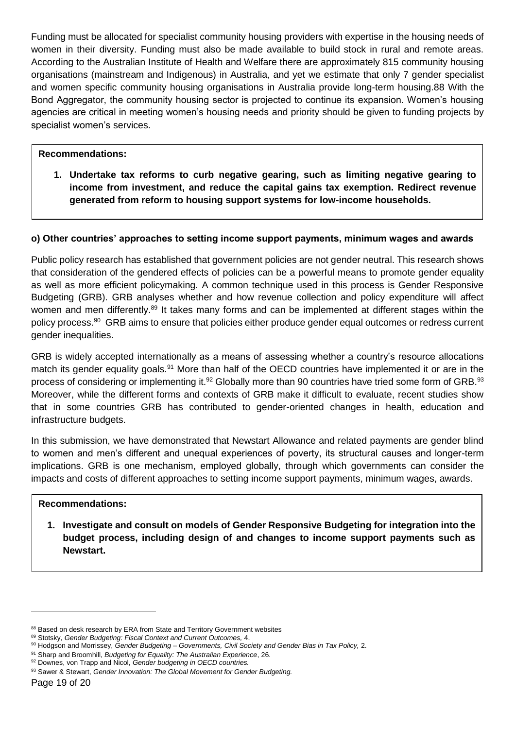Funding must be allocated for specialist community housing providers with expertise in the housing needs of women in their diversity. Funding must also be made available to build stock in rural and remote areas. According to the Australian Institute of Health and Welfare there are approximately 815 community housing organisations (mainstream and Indigenous) in Australia, and yet we estimate that only 7 gender specialist and women specific community housing organisations in Australia provide long-term housing.[88] With the Bond Aggregator, the community housing sector is projected to continue its expansion. Women's housing agencies are critical in meeting women's housing needs and priority should be given to funding projects by specialist women's services.

**Recommendations:**

1. **Undertake tax reforms to curb negative gearing, such as limiting negative gearing to income from investment, and reduce the capital gains tax exemption. Redirect revenue generated from reform to housing support systems for low-income households.**

#### o) Other countries' approaches to setting income support payments, minimum wages and awards

Public policy research has established that government policies are not gender neutral. This research shows that consideration of the gendered effects of policies can be a powerful means to promote gender equality as well as more efficient policymaking. A common technique used in this process is Gender Responsive Budgeting (GRB). GRB analyses whether and how revenue collection and policy expenditure will affect women and men differently.[89] It takes many forms and can be implemented at different stages within the policy process.[90] GRB aims to ensure that policies either produce gender equal outcomes or redress current gender inequalities.

GRB is widely accepted internationally as a means of assessing whether a country's resource allocations match its gender equality goals.[91] More than half of the OECD countries have implemented it or are in the process of considering or implementing it.[92] Globally more than 90 countries have tried some form of GRB.[93] Moreover, while the different forms and contexts of GRB make it difficult to evaluate, recent studies show that in some countries GRB has contributed to gender-oriented changes in health, education and infrastructure budgets.

In this submission, we have demonstrated that Newstart Allowance and related payments are gender blind to women and men's different and unequal experiences of poverty, its structural causes and longer-term implications. GRB is one mechanism, employed globally, through which governments can consider the impacts and costs of different approaches to setting income support payments, minimum wages, awards.

**Recommendations:**

1. **Investigate and consult on models of Gender Responsive Budgeting for integration into the budget process, including design of and changes to income support payments such as Newstart.**

---

[88] Based on desk research by ERA from State and Territory Government websites

[89] Stotsky, *Gender Budgeting: Fiscal Context and Current Outcomes,* 4.

[90] Hodgson and Morrissey, *Gender Budgeting – Governments, Civil Society and Gender Bias in Tax Policy,* 2.

[91] Sharp and Broomhill, *Budgeting for Equality: The Australian Experience*, 26.

[92] Downes, von Trapp and Nicol, *Gender budgeting in OECD countries.*

[93] Sawer & Stewart, *Gender Innovation: The Global Movement for Gender Budgeting.*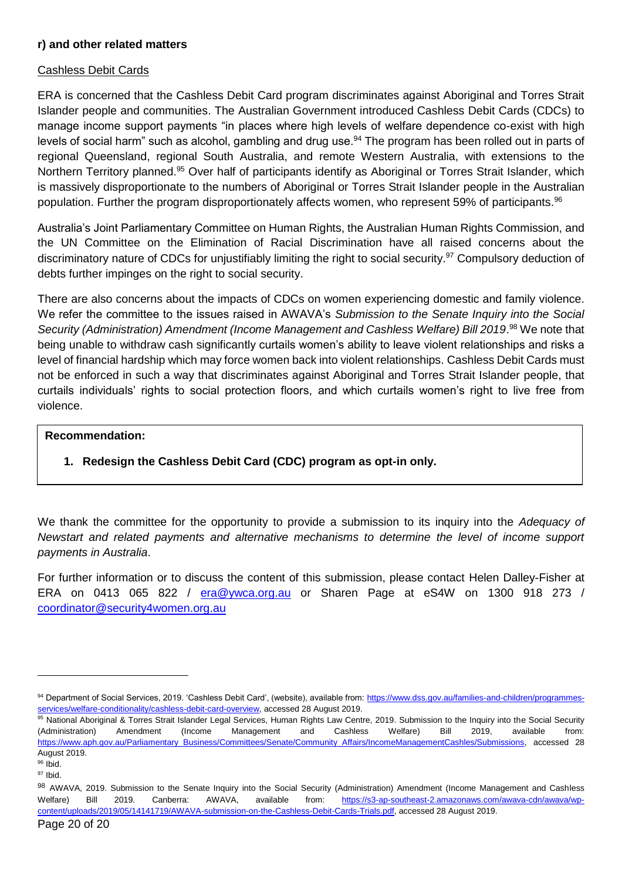**r) and other related matters**

Cashless Debit Cards

ERA is concerned that the Cashless Debit Card program discriminates against Aboriginal and Torres Strait Islander people and communities. The Australian Government introduced Cashless Debit Cards (CDCs) to manage income support payments "in places where high levels of welfare dependence co-exist with high levels of social harm" such as alcohol, gambling and drug use.[94] The program has been rolled out in parts of regional Queensland, regional South Australia, and remote Western Australia, with extensions to the Northern Territory planned.[95] Over half of participants identify as Aboriginal or Torres Strait Islander, which is massively disproportionate to the numbers of Aboriginal or Torres Strait Islander people in the Australian population. Further the program disproportionately affects women, who represent 59% of participants.[96]

Australia's Joint Parliamentary Committee on Human Rights, the Australian Human Rights Commission, and the UN Committee on the Elimination of Racial Discrimination have all raised concerns about the discriminatory nature of CDCs for unjustifiably limiting the right to social security.[97] Compulsory deduction of debts further impinges on the right to social security.

There are also concerns about the impacts of CDCs on women experiencing domestic and family violence. We refer the committee to the issues raised in AWAVA's *Submission to the Senate Inquiry into the Social Security (Administration) Amendment (Income Management and Cashless Welfare) Bill 2019*.[98] We note that being unable to withdraw cash significantly curtails women's ability to leave violent relationships and risks a level of financial hardship which may force women back into violent relationships. Cashless Debit Cards must not be enforced in such a way that discriminates against Aboriginal and Torres Strait Islander people, that curtails individuals' rights to social protection floors, and which curtails women's right to live free from violence.

**Recommendation:**

1. **Redesign the Cashless Debit Card (CDC) program as opt-in only.**

We thank the committee for the opportunity to provide a submission to its inquiry into the *Adequacy of Newstart and related payments and alternative mechanisms to determine the level of income support payments in Australia*.

For further information or to discuss the content of this submission, please contact Helen Dalley-Fisher at ERA on 0413 065 822 / era@ywca.org.au or Sharen Page at eS4W on 1300 918 273 / coordinator@security4women.org.au

---

[94] Department of Social Services, 2019. 'Cashless Debit Card', (website), available from: https://www.dss.gov.au/families-and-children/programmes-services/welfare-conditionality/cashless-debit-card-overview, accessed 28 August 2019.

[95] National Aboriginal & Torres Strait Islander Legal Services, Human Rights Law Centre, 2019. Submission to the Inquiry into the Social Security (Administration) Amendment (Income Management and Cashless Welfare) Bill 2019, available from: https://www.aph.gov.au/Parliamentary_Business/Committees/Senate/Community_Affairs/IncomeManagementCashles/Submissions, accessed 28 August 2019.

[96] Ibid.

[97] Ibid.

[98] AWAVA, 2019. Submission to the Senate Inquiry into the Social Security (Administration) Amendment (Income Management and Cashless Welfare) Bill 2019. Canberra: AWAVA, available from: https://s3-ap-southeast-2.amazonaws.com/awava-cdn/awava/wp-content/uploads/2019/05/14141719/AWAVA-submission-on-the-Cashless-Debit-Cards-Trials.pdf, accessed 28 August 2019.